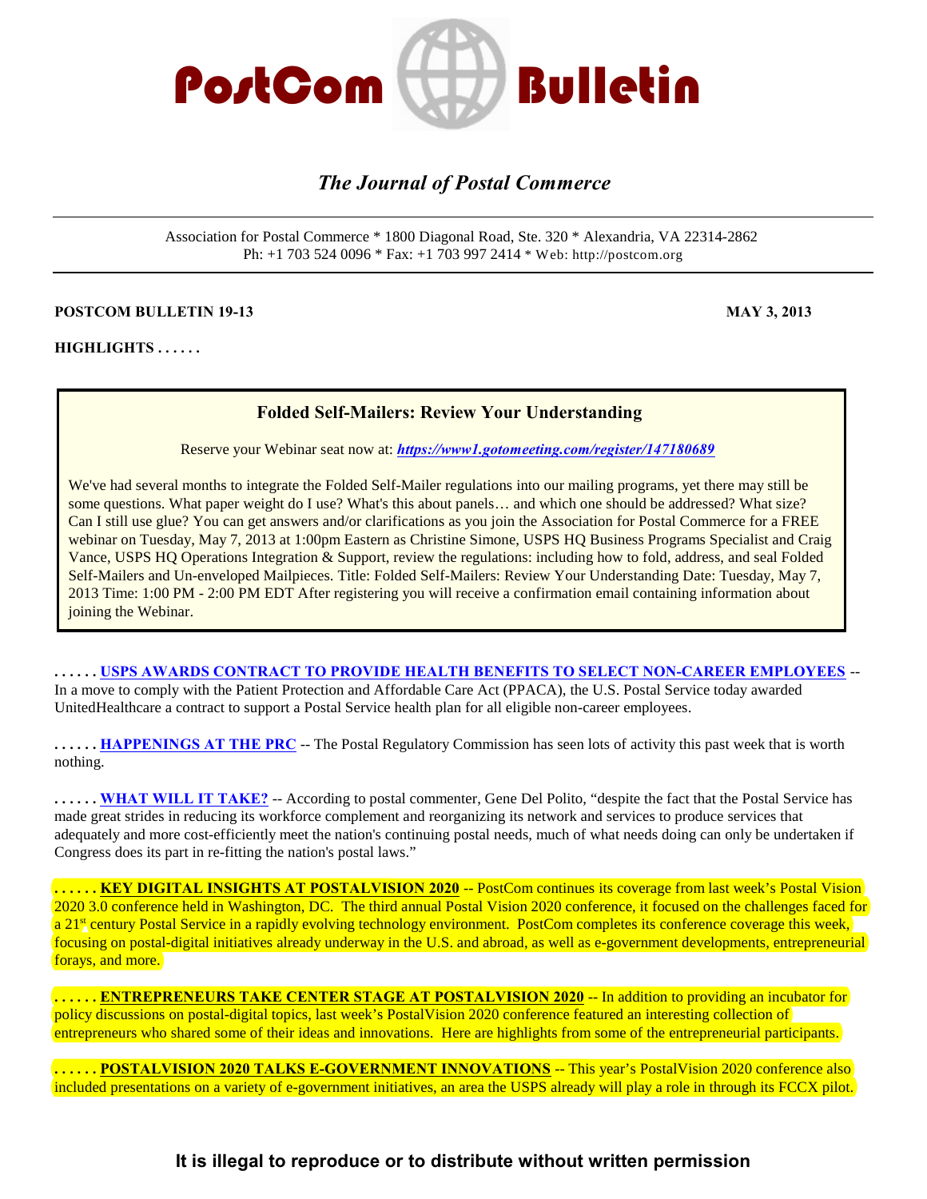# PostCom Bulletin

*The Journal of Postal Commerce*

Association for Postal Commerce * 1800 Diagonal Road, Ste. 320 * Alexandria, VA 22314-2862
Ph: +1 703 524 0096 * Fax: +1 703 997 2414 * Web: http://postcom.org

**POSTCOM BULLETIN 19-13** **MAY 3, 2013**

**HIGHLIGHTS . . . . . .**

### Folded Self-Mailers: Review Your Understanding

Reserve your Webinar seat now at: ***https://www1.gotomeeting.com/register/147180689***

We've had several months to integrate the Folded Self-Mailer regulations into our mailing programs, yet there may still be some questions. What paper weight do I use? What's this about panels… and which one should be addressed? What size? Can I still use glue? You can get answers and/or clarifications as you join the Association for Postal Commerce for a FREE webinar on Tuesday, May 7, 2013 at 1:00pm Eastern as Christine Simone, USPS HQ Business Programs Specialist and Craig Vance, USPS HQ Operations Integration & Support, review the regulations: including how to fold, address, and seal Folded Self-Mailers and Un-enveloped Mailpieces. Title: Folded Self-Mailers: Review Your Understanding Date: Tuesday, May 7, 2013 Time: 1:00 PM - 2:00 PM EDT After registering you will receive a confirmation email containing information about joining the Webinar.

**. . . . . . USPS AWARDS CONTRACT TO PROVIDE HEALTH BENEFITS TO SELECT NON-CAREER EMPLOYEES** -- In a move to comply with the Patient Protection and Affordable Care Act (PPACA), the U.S. Postal Service today awarded UnitedHealthcare a contract to support a Postal Service health plan for all eligible non-career employees.

**. . . . . . HAPPENINGS AT THE PRC** -- The Postal Regulatory Commission has seen lots of activity this past week that is worth nothing.

**. . . . . . WHAT WILL IT TAKE?** -- According to postal commenter, Gene Del Polito, "despite the fact that the Postal Service has made great strides in reducing its workforce complement and reorganizing its network and services to produce services that adequately and more cost-efficiently meet the nation's continuing postal needs, much of what needs doing can only be undertaken if Congress does its part in re-fitting the nation's postal laws."

**. . . . . . KEY DIGITAL INSIGHTS AT POSTALVISION 2020** -- PostCom continues its coverage from last week's Postal Vision 2020 3.0 conference held in Washington, DC. The third annual Postal Vision 2020 conference, it focused on the challenges faced for a 21st century Postal Service in a rapidly evolving technology environment. PostCom completes its conference coverage this week, focusing on postal-digital initiatives already underway in the U.S. and abroad, as well as e-government developments, entrepreneurial forays, and more.

**. . . . . . ENTREPRENEURS TAKE CENTER STAGE AT POSTALVISION 2020** -- In addition to providing an incubator for policy discussions on postal-digital topics, last week's PostalVision 2020 conference featured an interesting collection of entrepreneurs who shared some of their ideas and innovations. Here are highlights from some of the entrepreneurial participants.

**. . . . . . POSTALVISION 2020 TALKS E-GOVERNMENT INNOVATIONS** -- This year's PostalVision 2020 conference also included presentations on a variety of e-government initiatives, an area the USPS already will play a role in through its FCCX pilot.

**It is illegal to reproduce or to distribute without written permission**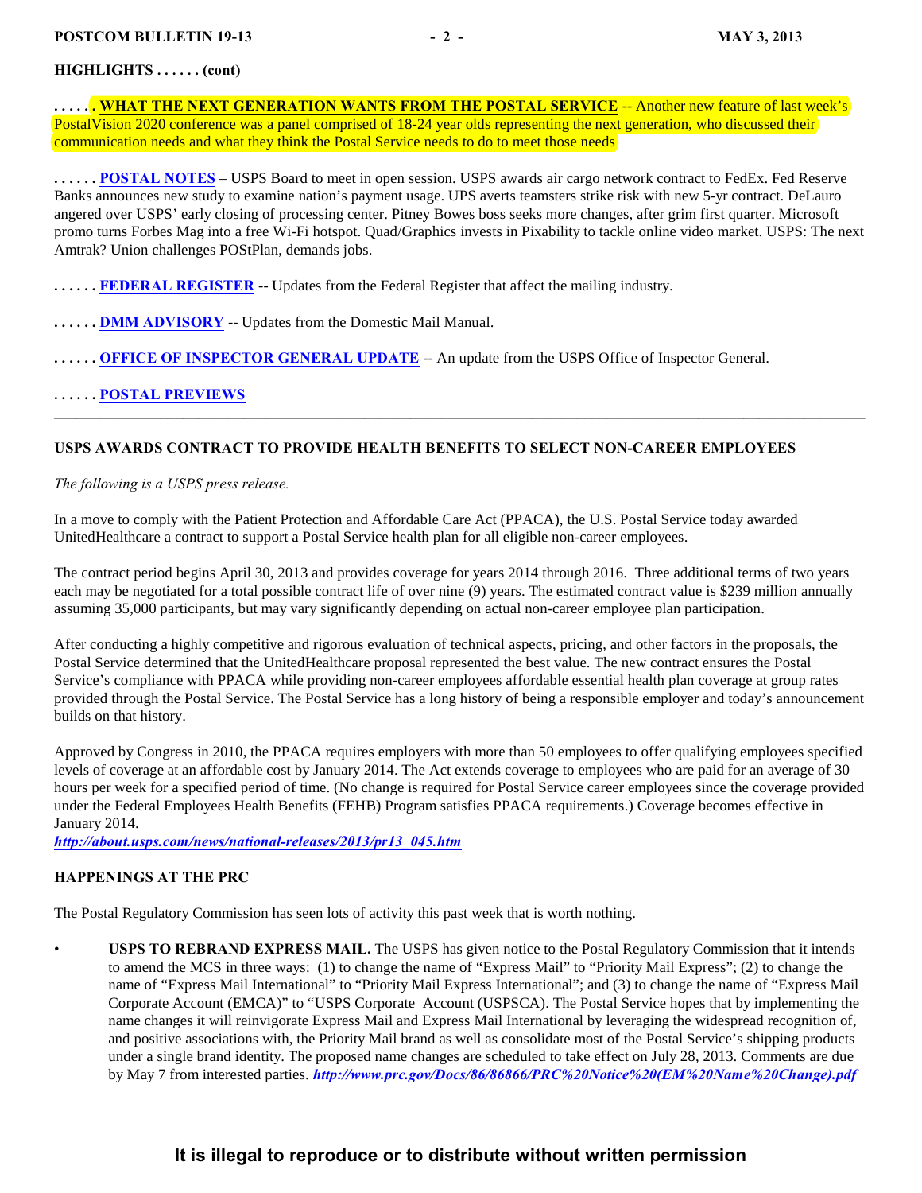**HIGHLIGHTS . . . . . . (cont)**

**. . . . . . WHAT THE NEXT GENERATION WANTS FROM THE POSTAL SERVICE** -- Another new feature of last week's PostalVision 2020 conference was a panel comprised of 18-24 year olds representing the next generation, who discussed their communication needs and what they think the Postal Service needs to do to meet those needs

**. . . . . . POSTAL NOTES** – USPS Board to meet in open session. USPS awards air cargo network contract to FedEx. Fed Reserve Banks announces new study to examine nation's payment usage. UPS averts teamsters strike risk with new 5-yr contract. DeLauro angered over USPS' early closing of processing center. Pitney Bowes boss seeks more changes, after grim first quarter. Microsoft promo turns Forbes Mag into a free Wi-Fi hotspot. Quad/Graphics invests in Pixability to tackle online video market. USPS: The next Amtrak? Union challenges POStPlan, demands jobs.

**. . . . . . FEDERAL REGISTER** -- Updates from the Federal Register that affect the mailing industry.

**. . . . . . DMM ADVISORY** -- Updates from the Domestic Mail Manual.

**. . . . . . OFFICE OF INSPECTOR GENERAL UPDATE** -- An update from the USPS Office of Inspector General.

**. . . . . . POSTAL PREVIEWS**

---

## USPS AWARDS CONTRACT TO PROVIDE HEALTH BENEFITS TO SELECT NON-CAREER EMPLOYEES

*The following is a USPS press release.*

In a move to comply with the Patient Protection and Affordable Care Act (PPACA), the U.S. Postal Service today awarded UnitedHealthcare a contract to support a Postal Service health plan for all eligible non-career employees.

The contract period begins April 30, 2013 and provides coverage for years 2014 through 2016. Three additional terms of two years each may be negotiated for a total possible contract life of over nine (9) years. The estimated contract value is $239 million annually assuming 35,000 participants, but may vary significantly depending on actual non-career employee plan participation.

After conducting a highly competitive and rigorous evaluation of technical aspects, pricing, and other factors in the proposals, the Postal Service determined that the UnitedHealthcare proposal represented the best value. The new contract ensures the Postal Service's compliance with PPACA while providing non-career employees affordable essential health plan coverage at group rates provided through the Postal Service. The Postal Service has a long history of being a responsible employer and today's announcement builds on that history.

Approved by Congress in 2010, the PPACA requires employers with more than 50 employees to offer qualifying employees specified levels of coverage at an affordable cost by January 2014. The Act extends coverage to employees who are paid for an average of 30 hours per week for a specified period of time. (No change is required for Postal Service career employees since the coverage provided under the Federal Employees Health Benefits (FEHB) Program satisfies PPACA requirements.) Coverage becomes effective in January 2014.
***http://about.usps.com/news/national-releases/2013/pr13_045.htm***

## HAPPENINGS AT THE PRC

The Postal Regulatory Commission has seen lots of activity this past week that is worth nothing.

- **USPS TO REBRAND EXPRESS MAIL.** The USPS has given notice to the Postal Regulatory Commission that it intends to amend the MCS in three ways: (1) to change the name of "Express Mail" to "Priority Mail Express"; (2) to change the name of "Express Mail International" to "Priority Mail Express International"; and (3) to change the name of "Express Mail Corporate Account (EMCA)" to "USPS Corporate Account (USPSCA). The Postal Service hopes that by implementing the name changes it will reinvigorate Express Mail and Express Mail International by leveraging the widespread recognition of, and positive associations with, the Priority Mail brand as well as consolidate most of the Postal Service's shipping products under a single brand identity. The proposed name changes are scheduled to take effect on July 28, 2013. Comments are due by May 7 from interested parties. ***http://www.prc.gov/Docs/86/86866/PRC%20Notice%20(EM%20Name%20Change).pdf***

**It is illegal to reproduce or to distribute without written permission**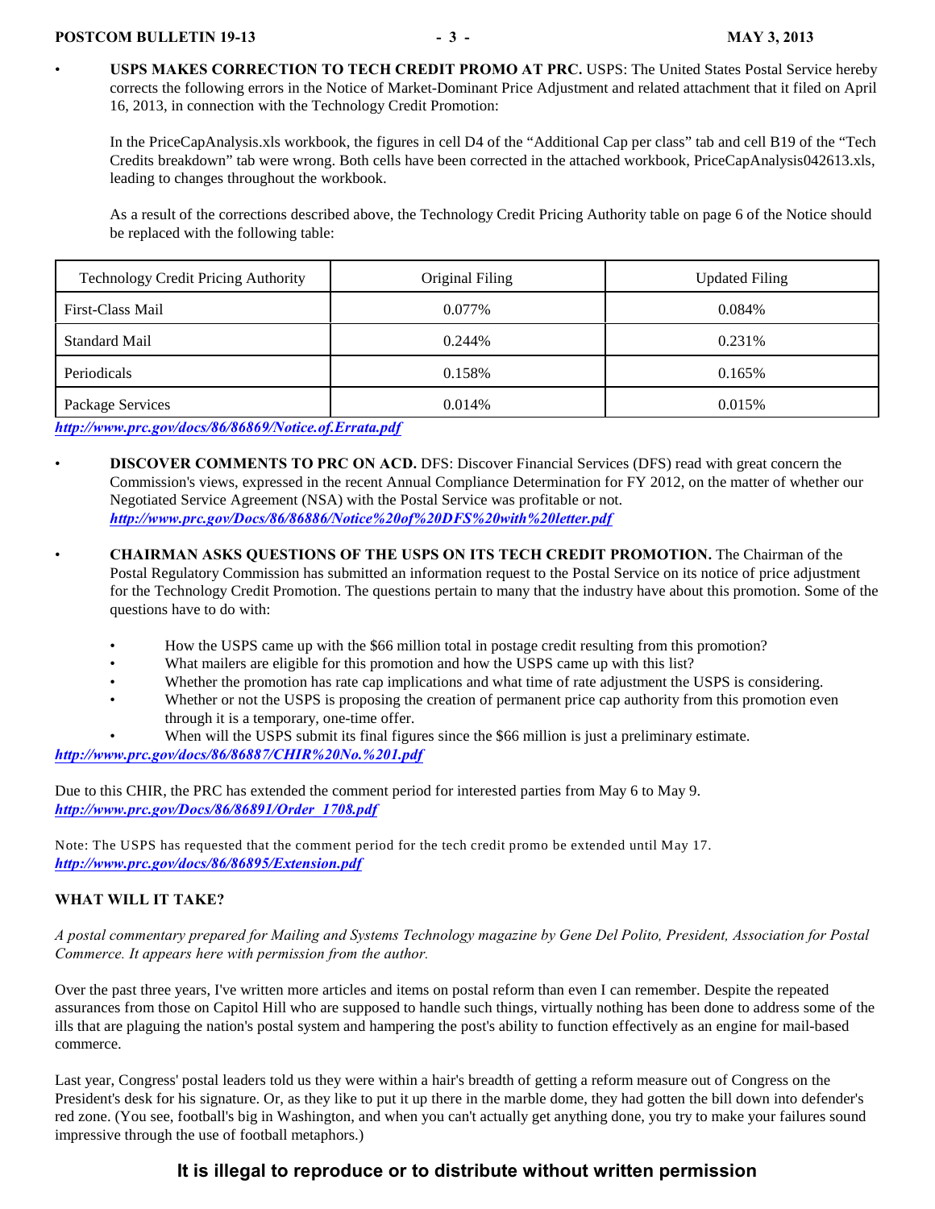- **USPS MAKES CORRECTION TO TECH CREDIT PROMO AT PRC.** USPS: The United States Postal Service hereby corrects the following errors in the Notice of Market-Dominant Price Adjustment and related attachment that it filed on April 16, 2013, in connection with the Technology Credit Promotion:

  In the PriceCapAnalysis.xls workbook, the figures in cell D4 of the "Additional Cap per class" tab and cell B19 of the "Tech Credits breakdown" tab were wrong. Both cells have been corrected in the attached workbook, PriceCapAnalysis042613.xls, leading to changes throughout the workbook.

  As a result of the corrections described above, the Technology Credit Pricing Authority table on page 6 of the Notice should be replaced with the following table:

| Technology Credit Pricing Authority | Original Filing | Updated Filing |
|---|---|---|
| First-Class Mail | 0.077% | 0.084% |
| Standard Mail | 0.244% | 0.231% |
| Periodicals | 0.158% | 0.165% |
| Package Services | 0.014% | 0.015% |

***http://www.prc.gov/docs/86/86869/Notice.of.Errata.pdf***

- **DISCOVER COMMENTS TO PRC ON ACD.** DFS: Discover Financial Services (DFS) read with great concern the Commission's views, expressed in the recent Annual Compliance Determination for FY 2012, on the matter of whether our Negotiated Service Agreement (NSA) with the Postal Service was profitable or not.
  ***http://www.prc.gov/Docs/86/86886/Notice%20of%20DFS%20with%20letter.pdf***

- **CHAIRMAN ASKS QUESTIONS OF THE USPS ON ITS TECH CREDIT PROMOTION.** The Chairman of the Postal Regulatory Commission has submitted an information request to the Postal Service on its notice of price adjustment for the Technology Credit Promotion. The questions pertain to many that the industry have about this promotion. Some of the questions have to do with:

  - How the USPS came up with the $66 million total in postage credit resulting from this promotion?
  - What mailers are eligible for this promotion and how the USPS came up with this list?
  - Whether the promotion has rate cap implications and what time of rate adjustment the USPS is considering.
  - Whether or not the USPS is proposing the creation of permanent price cap authority from this promotion even through it is a temporary, one-time offer.
  - When will the USPS submit its final figures since the $66 million is just a preliminary estimate.

***http://www.prc.gov/docs/86/86887/CHIR%20No.%201.pdf***

Due to this CHIR, the PRC has extended the comment period for interested parties from May 6 to May 9.
***http://www.prc.gov/Docs/86/86891/Order_1708.pdf***

Note: The USPS has requested that the comment period for the tech credit promo be extended until May 17.
***http://www.prc.gov/docs/86/86895/Extension.pdf***

**WHAT WILL IT TAKE?**

*A postal commentary prepared for Mailing and Systems Technology magazine by Gene Del Polito, President, Association for Postal Commerce. It appears here with permission from the author.*

Over the past three years, I've written more articles and items on postal reform than even I can remember. Despite the repeated assurances from those on Capitol Hill who are supposed to handle such things, virtually nothing has been done to address some of the ills that are plaguing the nation's postal system and hampering the post's ability to function effectively as an engine for mail-based commerce.

Last year, Congress' postal leaders told us they were within a hair's breadth of getting a reform measure out of Congress on the President's desk for his signature. Or, as they like to put it up there in the marble dome, they had gotten the bill down into defender's red zone. (You see, football's big in Washington, and when you can't actually get anything done, you try to make your failures sound impressive through the use of football metaphors.)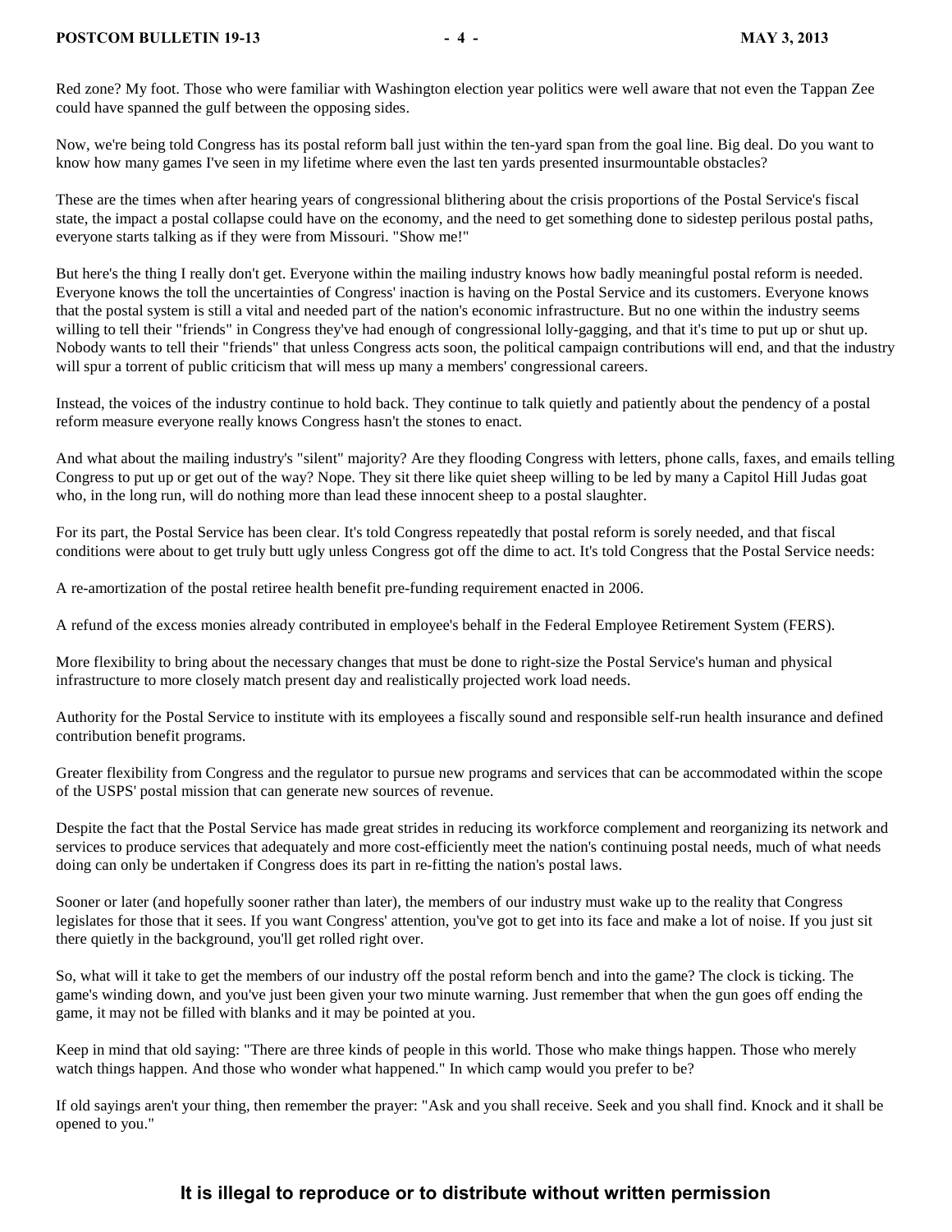Red zone? My foot. Those who were familiar with Washington election year politics were well aware that not even the Tappan Zee could have spanned the gulf between the opposing sides.

Now, we're being told Congress has its postal reform ball just within the ten-yard span from the goal line. Big deal. Do you want to know how many games I've seen in my lifetime where even the last ten yards presented insurmountable obstacles?

These are the times when after hearing years of congressional blithering about the crisis proportions of the Postal Service's fiscal state, the impact a postal collapse could have on the economy, and the need to get something done to sidestep perilous postal paths, everyone starts talking as if they were from Missouri. "Show me!"

But here's the thing I really don't get. Everyone within the mailing industry knows how badly meaningful postal reform is needed. Everyone knows the toll the uncertainties of Congress' inaction is having on the Postal Service and its customers. Everyone knows that the postal system is still a vital and needed part of the nation's economic infrastructure. But no one within the industry seems willing to tell their "friends" in Congress they've had enough of congressional lolly-gagging, and that it's time to put up or shut up. Nobody wants to tell their "friends" that unless Congress acts soon, the political campaign contributions will end, and that the industry will spur a torrent of public criticism that will mess up many a members' congressional careers.

Instead, the voices of the industry continue to hold back. They continue to talk quietly and patiently about the pendency of a postal reform measure everyone really knows Congress hasn't the stones to enact.

And what about the mailing industry's "silent" majority? Are they flooding Congress with letters, phone calls, faxes, and emails telling Congress to put up or get out of the way? Nope. They sit there like quiet sheep willing to be led by many a Capitol Hill Judas goat who, in the long run, will do nothing more than lead these innocent sheep to a postal slaughter.

For its part, the Postal Service has been clear. It's told Congress repeatedly that postal reform is sorely needed, and that fiscal conditions were about to get truly butt ugly unless Congress got off the dime to act. It's told Congress that the Postal Service needs:

A re-amortization of the postal retiree health benefit pre-funding requirement enacted in 2006.

A refund of the excess monies already contributed in employee's behalf in the Federal Employee Retirement System (FERS).

More flexibility to bring about the necessary changes that must be done to right-size the Postal Service's human and physical infrastructure to more closely match present day and realistically projected work load needs.

Authority for the Postal Service to institute with its employees a fiscally sound and responsible self-run health insurance and defined contribution benefit programs.

Greater flexibility from Congress and the regulator to pursue new programs and services that can be accommodated within the scope of the USPS' postal mission that can generate new sources of revenue.

Despite the fact that the Postal Service has made great strides in reducing its workforce complement and reorganizing its network and services to produce services that adequately and more cost-efficiently meet the nation's continuing postal needs, much of what needs doing can only be undertaken if Congress does its part in re-fitting the nation's postal laws.

Sooner or later (and hopefully sooner rather than later), the members of our industry must wake up to the reality that Congress legislates for those that it sees. If you want Congress' attention, you've got to get into its face and make a lot of noise. If you just sit there quietly in the background, you'll get rolled right over.

So, what will it take to get the members of our industry off the postal reform bench and into the game? The clock is ticking. The game's winding down, and you've just been given your two minute warning. Just remember that when the gun goes off ending the game, it may not be filled with blanks and it may be pointed at you.

Keep in mind that old saying: "There are three kinds of people in this world. Those who make things happen. Those who merely watch things happen. And those who wonder what happened." In which camp would you prefer to be?

If old sayings aren't your thing, then remember the prayer: "Ask and you shall receive. Seek and you shall find. Knock and it shall be opened to you."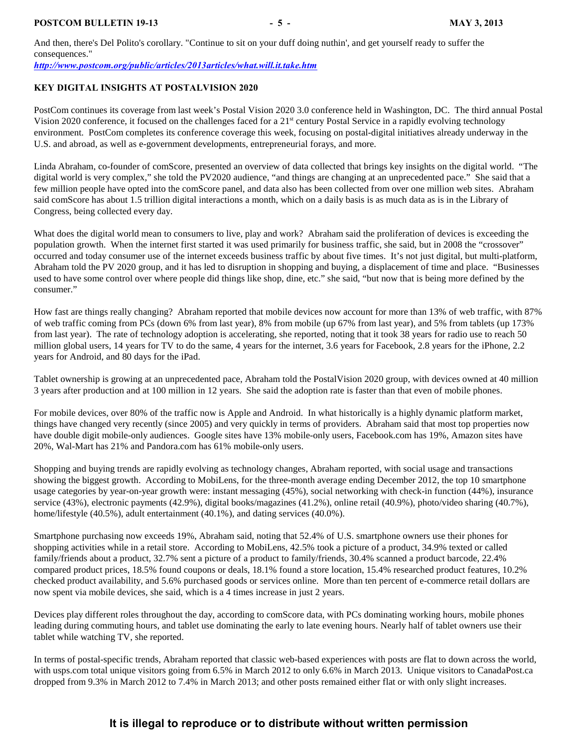And then, there's Del Polito's corollary. "Continue to sit on your duff doing nuthin', and get yourself ready to suffer the consequences."
*http://www.postcom.org/public/articles/2013articles/what.will.it.take.htm*

**KEY DIGITAL INSIGHTS AT POSTALVISION 2020**

PostCom continues its coverage from last week's Postal Vision 2020 3.0 conference held in Washington, DC. The third annual Postal Vision 2020 conference, it focused on the challenges faced for a 21st century Postal Service in a rapidly evolving technology environment. PostCom completes its conference coverage this week, focusing on postal-digital initiatives already underway in the U.S. and abroad, as well as e-government developments, entrepreneurial forays, and more.

Linda Abraham, co-founder of comScore, presented an overview of data collected that brings key insights on the digital world. "The digital world is very complex," she told the PV2020 audience, "and things are changing at an unprecedented pace." She said that a few million people have opted into the comScore panel, and data also has been collected from over one million web sites. Abraham said comScore has about 1.5 trillion digital interactions a month, which on a daily basis is as much data as is in the Library of Congress, being collected every day.

What does the digital world mean to consumers to live, play and work? Abraham said the proliferation of devices is exceeding the population growth. When the internet first started it was used primarily for business traffic, she said, but in 2008 the "crossover" occurred and today consumer use of the internet exceeds business traffic by about five times. It's not just digital, but multi-platform, Abraham told the PV 2020 group, and it has led to disruption in shopping and buying, a displacement of time and place. "Businesses used to have some control over where people did things like shop, dine, etc." she said, "but now that is being more defined by the consumer."

How fast are things really changing? Abraham reported that mobile devices now account for more than 13% of web traffic, with 87% of web traffic coming from PCs (down 6% from last year), 8% from mobile (up 67% from last year), and 5% from tablets (up 173% from last year). The rate of technology adoption is accelerating, she reported, noting that it took 38 years for radio use to reach 50 million global users, 14 years for TV to do the same, 4 years for the internet, 3.6 years for Facebook, 2.8 years for the iPhone, 2.2 years for Android, and 80 days for the iPad.

Tablet ownership is growing at an unprecedented pace, Abraham told the PostalVision 2020 group, with devices owned at 40 million 3 years after production and at 100 million in 12 years. She said the adoption rate is faster than that even of mobile phones.

For mobile devices, over 80% of the traffic now is Apple and Android. In what historically is a highly dynamic platform market, things have changed very recently (since 2005) and very quickly in terms of providers. Abraham said that most top properties now have double digit mobile-only audiences. Google sites have 13% mobile-only users, Facebook.com has 19%, Amazon sites have 20%, Wal-Mart has 21% and Pandora.com has 61% mobile-only users.

Shopping and buying trends are rapidly evolving as technology changes, Abraham reported, with social usage and transactions showing the biggest growth. According to MobiLens, for the three-month average ending December 2012, the top 10 smartphone usage categories by year-on-year growth were: instant messaging (45%), social networking with check-in function (44%), insurance service (43%), electronic payments (42.9%), digital books/magazines (41.2%), online retail (40.9%), photo/video sharing (40.7%), home/lifestyle (40.5%), adult entertainment (40.1%), and dating services (40.0%).

Smartphone purchasing now exceeds 19%, Abraham said, noting that 52.4% of U.S. smartphone owners use their phones for shopping activities while in a retail store. According to MobiLens, 42.5% took a picture of a product, 34.9% texted or called family/friends about a product, 32.7% sent a picture of a product to family/friends, 30.4% scanned a product barcode, 22.4% compared product prices, 18.5% found coupons or deals, 18.1% found a store location, 15.4% researched product features, 10.2% checked product availability, and 5.6% purchased goods or services online. More than ten percent of e-commerce retail dollars are now spent via mobile devices, she said, which is a 4 times increase in just 2 years.

Devices play different roles throughout the day, according to comScore data, with PCs dominating working hours, mobile phones leading during commuting hours, and tablet use dominating the early to late evening hours. Nearly half of tablet owners use their tablet while watching TV, she reported.

In terms of postal-specific trends, Abraham reported that classic web-based experiences with posts are flat to down across the world, with usps.com total unique visitors going from 6.5% in March 2012 to only 6.6% in March 2013. Unique visitors to CanadaPost.ca dropped from 9.3% in March 2012 to 7.4% in March 2013; and other posts remained either flat or with only slight increases.

**It is illegal to reproduce or to distribute without written permission**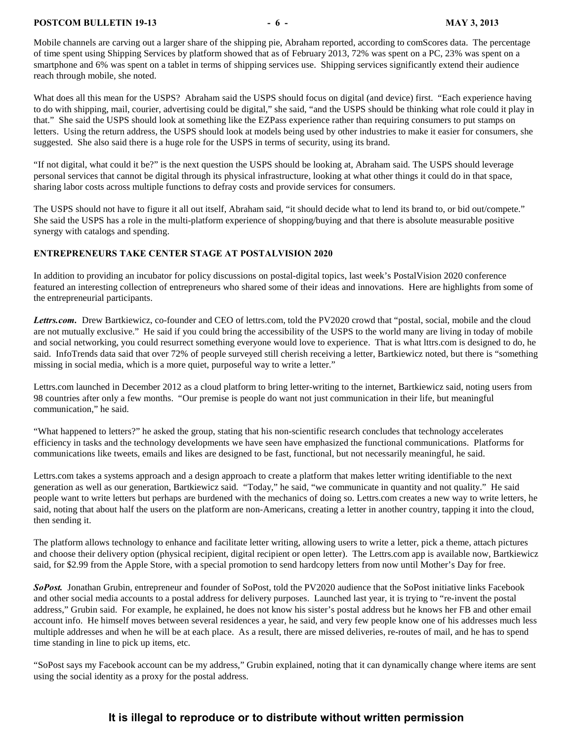Mobile channels are carving out a larger share of the shipping pie, Abraham reported, according to comScores data. The percentage of time spent using Shipping Services by platform showed that as of February 2013, 72% was spent on a PC, 23% was spent on a smartphone and 6% was spent on a tablet in terms of shipping services use. Shipping services significantly extend their audience reach through mobile, she noted.

What does all this mean for the USPS? Abraham said the USPS should focus on digital (and device) first. "Each experience having to do with shipping, mail, courier, advertising could be digital," she said, "and the USPS should be thinking what role could it play in that." She said the USPS should look at something like the EZPass experience rather than requiring consumers to put stamps on letters. Using the return address, the USPS should look at models being used by other industries to make it easier for consumers, she suggested. She also said there is a huge role for the USPS in terms of security, using its brand.

"If not digital, what could it be?" is the next question the USPS should be looking at, Abraham said. The USPS should leverage personal services that cannot be digital through its physical infrastructure, looking at what other things it could do in that space, sharing labor costs across multiple functions to defray costs and provide services for consumers.

The USPS should not have to figure it all out itself, Abraham said, "it should decide what to lend its brand to, or bid out/compete." She said the USPS has a role in the multi-platform experience of shopping/buying and that there is absolute measurable positive synergy with catalogs and spending.

## ENTREPRENEURS TAKE CENTER STAGE AT POSTALVISION 2020

In addition to providing an incubator for policy discussions on postal-digital topics, last week's PostalVision 2020 conference featured an interesting collection of entrepreneurs who shared some of their ideas and innovations. Here are highlights from some of the entrepreneurial participants.

***Lettrs.com***. Drew Bartkiewicz, co-founder and CEO of lettrs.com, told the PV2020 crowd that "postal, social, mobile and the cloud are not mutually exclusive." He said if you could bring the accessibility of the USPS to the world many are living in today of mobile and social networking, you could resurrect something everyone would love to experience. That is what lttrs.com is designed to do, he said. InfoTrends data said that over 72% of people surveyed still cherish receiving a letter, Bartkiewicz noted, but there is "something missing in social media, which is a more quiet, purposeful way to write a letter."

Lettrs.com launched in December 2012 as a cloud platform to bring letter-writing to the internet, Bartkiewicz said, noting users from 98 countries after only a few months. "Our premise is people do want not just communication in their life, but meaningful communication," he said.

"What happened to letters?" he asked the group, stating that his non-scientific research concludes that technology accelerates efficiency in tasks and the technology developments we have seen have emphasized the functional communications. Platforms for communications like tweets, emails and likes are designed to be fast, functional, but not necessarily meaningful, he said.

Lettrs.com takes a systems approach and a design approach to create a platform that makes letter writing identifiable to the next generation as well as our generation, Bartkiewicz said. "Today," he said, "we communicate in quantity and not quality." He said people want to write letters but perhaps are burdened with the mechanics of doing so. Lettrs.com creates a new way to write letters, he said, noting that about half the users on the platform are non-Americans, creating a letter in another country, tapping it into the cloud, then sending it.

The platform allows technology to enhance and facilitate letter writing, allowing users to write a letter, pick a theme, attach pictures and choose their delivery option (physical recipient, digital recipient or open letter). The Lettrs.com app is available now, Bartkiewicz said, for $2.99 from the Apple Store, with a special promotion to send hardcopy letters from now until Mother's Day for free.

***SoPost.*** Jonathan Grubin, entrepreneur and founder of SoPost, told the PV2020 audience that the SoPost initiative links Facebook and other social media accounts to a postal address for delivery purposes. Launched last year, it is trying to "re-invent the postal address," Grubin said. For example, he explained, he does not know his sister's postal address but he knows her FB and other email account info. He himself moves between several residences a year, he said, and very few people know one of his addresses much less multiple addresses and when he will be at each place. As a result, there are missed deliveries, re-routes of mail, and he has to spend time standing in line to pick up items, etc.

"SoPost says my Facebook account can be my address," Grubin explained, noting that it can dynamically change where items are sent using the social identity as a proxy for the postal address.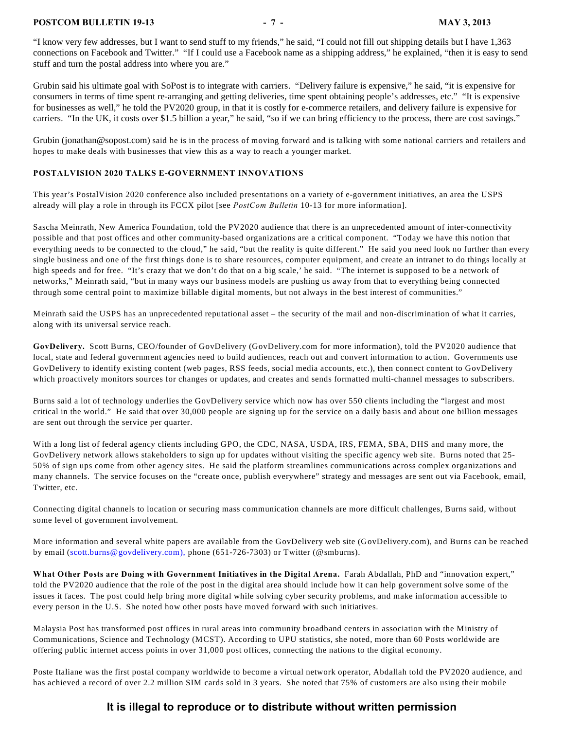"I know very few addresses, but I want to send stuff to my friends," he said, "I could not fill out shipping details but I have 1,363 connections on Facebook and Twitter." "If I could use a Facebook name as a shipping address," he explained, "then it is easy to send stuff and turn the postal address into where you are."

Grubin said his ultimate goal with SoPost is to integrate with carriers. "Delivery failure is expensive," he said, "it is expensive for consumers in terms of time spent re-arranging and getting deliveries, time spent obtaining people's addresses, etc." "It is expensive for businesses as well," he told the PV2020 group, in that it is costly for e-commerce retailers, and delivery failure is expensive for carriers. "In the UK, it costs over $1.5 billion a year," he said, "so if we can bring efficiency to the process, there are cost savings."

Grubin (jonathan@sopost.com) said he is in the process of moving forward and is talking with some national carriers and retailers and hopes to make deals with businesses that view this as a way to reach a younger market.

## POSTALVISION 2020 TALKS E-GOVERNMENT INNOVATIONS

This year's PostalVision 2020 conference also included presentations on a variety of e-government initiatives, an area the USPS already will play a role in through its FCCX pilot [see *PostCom Bulletin* 10-13 for more information].

Sascha Meinrath, New America Foundation, told the PV2020 audience that there is an unprecedented amount of inter-connectivity possible and that post offices and other community-based organizations are a critical component. "Today we have this notion that everything needs to be connected to the cloud," he said, "but the reality is quite different." He said you need look no further than every single business and one of the first things done is to share resources, computer equipment, and create an intranet to do things locally at high speeds and for free. "It's crazy that we don't do that on a big scale,' he said. "The internet is supposed to be a network of networks," Meinrath said, "but in many ways our business models are pushing us away from that to everything being connected through some central point to maximize billable digital moments, but not always in the best interest of communities."

Meinrath said the USPS has an unprecedented reputational asset – the security of the mail and non-discrimination of what it carries, along with its universal service reach.

**GovDelivery.** Scott Burns, CEO/founder of GovDelivery (GovDelivery.com for more information), told the PV2020 audience that local, state and federal government agencies need to build audiences, reach out and convert information to action. Governments use GovDelivery to identify existing content (web pages, RSS feeds, social media accounts, etc.), then connect content to GovDelivery which proactively monitors sources for changes or updates, and creates and sends formatted multi-channel messages to subscribers.

Burns said a lot of technology underlies the GovDelivery service which now has over 550 clients including the "largest and most critical in the world." He said that over 30,000 people are signing up for the service on a daily basis and about one billion messages are sent out through the service per quarter.

With a long list of federal agency clients including GPO, the CDC, NASA, USDA, IRS, FEMA, SBA, DHS and many more, the GovDelivery network allows stakeholders to sign up for updates without visiting the specific agency web site. Burns noted that 25-50% of sign ups come from other agency sites. He said the platform streamlines communications across complex organizations and many channels. The service focuses on the "create once, publish everywhere" strategy and messages are sent out via Facebook, email, Twitter, etc.

Connecting digital channels to location or securing mass communication channels are more difficult challenges, Burns said, without some level of government involvement.

More information and several white papers are available from the GovDelivery web site (GovDelivery.com), and Burns can be reached by email (scott.burns@govdelivery.com), phone (651-726-7303) or Twitter (@smburns).

**What Other Posts are Doing with Government Initiatives in the Digital Arena.** Farah Abdallah, PhD and "innovation expert," told the PV2020 audience that the role of the post in the digital area should include how it can help government solve some of the issues it faces. The post could help bring more digital while solving cyber security problems, and make information accessible to every person in the U.S. She noted how other posts have moved forward with such initiatives.

Malaysia Post has transformed post offices in rural areas into community broadband centers in association with the Ministry of Communications, Science and Technology (MCST). According to UPU statistics, she noted, more than 60 Posts worldwide are offering public internet access points in over 31,000 post offices, connecting the nations to the digital economy.

Poste Italiane was the first postal company worldwide to become a virtual network operator, Abdallah told the PV2020 audience, and has achieved a record of over 2.2 million SIM cards sold in 3 years. She noted that 75% of customers are also using their mobile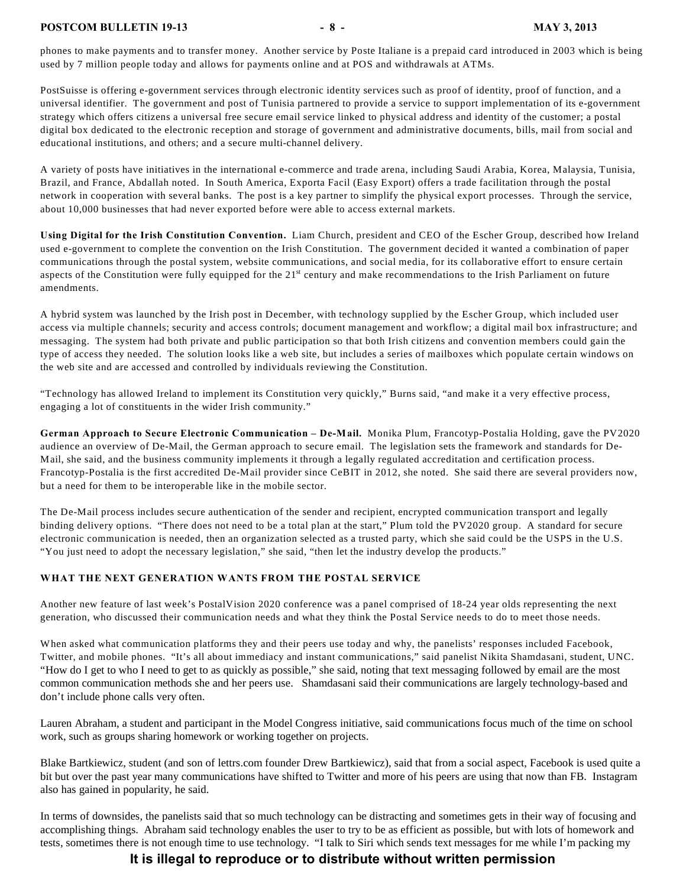phones to make payments and to transfer money. Another service by Poste Italiane is a prepaid card introduced in 2003 which is being used by 7 million people today and allows for payments online and at POS and withdrawals at ATMs.

PostSuisse is offering e-government services through electronic identity services such as proof of identity, proof of function, and a universal identifier. The government and post of Tunisia partnered to provide a service to support implementation of its e-government strategy which offers citizens a universal free secure email service linked to physical address and identity of the customer; a postal digital box dedicated to the electronic reception and storage of government and administrative documents, bills, mail from social and educational institutions, and others; and a secure multi-channel delivery.

A variety of posts have initiatives in the international e-commerce and trade arena, including Saudi Arabia, Korea, Malaysia, Tunisia, Brazil, and France, Abdallah noted. In South America, Exporta Facil (Easy Export) offers a trade facilitation through the postal network in cooperation with several banks. The post is a key partner to simplify the physical export processes. Through the service, about 10,000 businesses that had never exported before were able to access external markets.

**Using Digital for the Irish Constitution Convention.** Liam Church, president and CEO of the Escher Group, described how Ireland used e-government to complete the convention on the Irish Constitution. The government decided it wanted a combination of paper communications through the postal system, website communications, and social media, for its collaborative effort to ensure certain aspects of the Constitution were fully equipped for the 21st century and make recommendations to the Irish Parliament on future amendments.

A hybrid system was launched by the Irish post in December, with technology supplied by the Escher Group, which included user access via multiple channels; security and access controls; document management and workflow; a digital mail box infrastructure; and messaging. The system had both private and public participation so that both Irish citizens and convention members could gain the type of access they needed. The solution looks like a web site, but includes a series of mailboxes which populate certain windows on the web site and are accessed and controlled by individuals reviewing the Constitution.

"Technology has allowed Ireland to implement its Constitution very quickly," Burns said, "and make it a very effective process, engaging a lot of constituents in the wider Irish community."

**German Approach to Secure Electronic Communication – De-Mail.** Monika Plum, Francotyp-Postalia Holding, gave the PV2020 audience an overview of De-Mail, the German approach to secure email. The legislation sets the framework and standards for De-Mail, she said, and the business community implements it through a legally regulated accreditation and certification process. Francotyp-Postalia is the first accredited De-Mail provider since CeBIT in 2012, she noted. She said there are several providers now, but a need for them to be interoperable like in the mobile sector.

The De-Mail process includes secure authentication of the sender and recipient, encrypted communication transport and legally binding delivery options. "There does not need to be a total plan at the start," Plum told the PV2020 group. A standard for secure electronic communication is needed, then an organization selected as a trusted party, which she said could be the USPS in the U.S. "You just need to adopt the necessary legislation," she said, "then let the industry develop the products."

## WHAT THE NEXT GENERATION WANTS FROM THE POSTAL SERVICE

Another new feature of last week's PostalVision 2020 conference was a panel comprised of 18-24 year olds representing the next generation, who discussed their communication needs and what they think the Postal Service needs to do to meet those needs.

When asked what communication platforms they and their peers use today and why, the panelists' responses included Facebook, Twitter, and mobile phones. "It's all about immediacy and instant communications," said panelist Nikita Shamdasani, student, UNC. "How do I get to who I need to get to as quickly as possible," she said, noting that text messaging followed by email are the most common communication methods she and her peers use. Shamdasani said their communications are largely technology-based and don't include phone calls very often.

Lauren Abraham, a student and participant in the Model Congress initiative, said communications focus much of the time on school work, such as groups sharing homework or working together on projects.

Blake Bartkiewicz, student (and son of lettrs.com founder Drew Bartkiewicz), said that from a social aspect, Facebook is used quite a bit but over the past year many communications have shifted to Twitter and more of his peers are using that now than FB. Instagram also has gained in popularity, he said.

In terms of downsides, the panelists said that so much technology can be distracting and sometimes gets in their way of focusing and accomplishing things. Abraham said technology enables the user to try to be as efficient as possible, but with lots of homework and tests, sometimes there is not enough time to use technology. "I talk to Siri which sends text messages for me while I'm packing my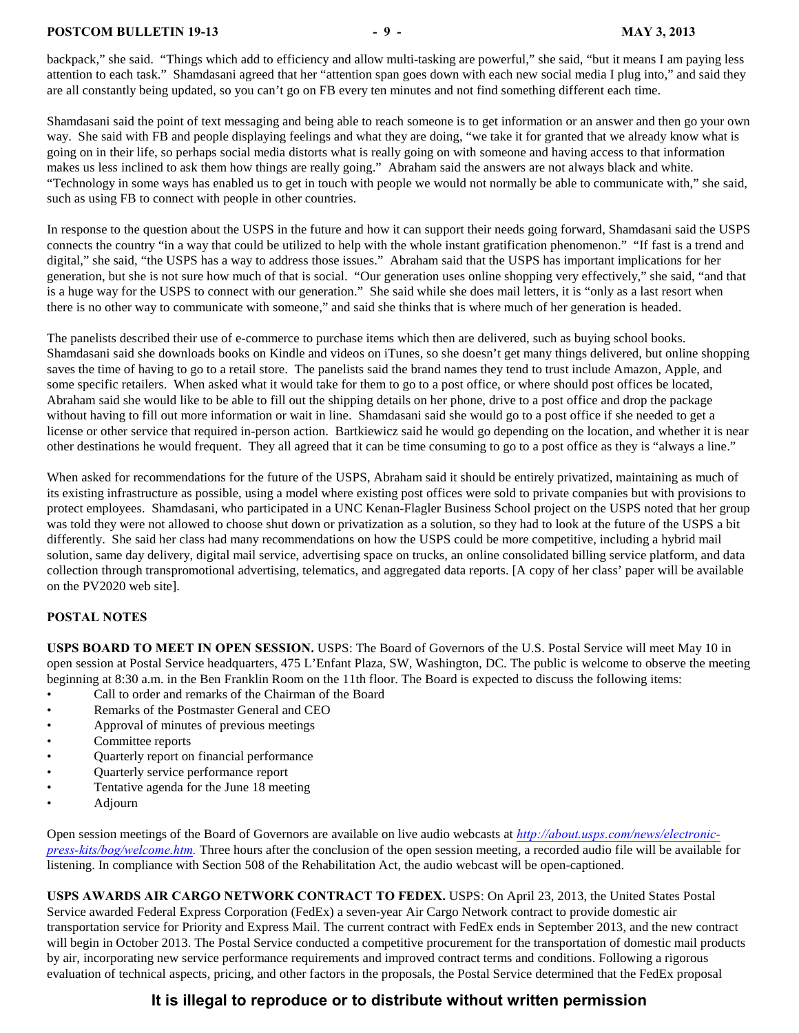backpack," she said. "Things which add to efficiency and allow multi-tasking are powerful," she said, "but it means I am paying less attention to each task." Shamdasani agreed that her "attention span goes down with each new social media I plug into," and said they are all constantly being updated, so you can't go on FB every ten minutes and not find something different each time.

Shamdasani said the point of text messaging and being able to reach someone is to get information or an answer and then go your own way. She said with FB and people displaying feelings and what they are doing, "we take it for granted that we already know what is going on in their life, so perhaps social media distorts what is really going on with someone and having access to that information makes us less inclined to ask them how things are really going." Abraham said the answers are not always black and white. "Technology in some ways has enabled us to get in touch with people we would not normally be able to communicate with," she said, such as using FB to connect with people in other countries.

In response to the question about the USPS in the future and how it can support their needs going forward, Shamdasani said the USPS connects the country "in a way that could be utilized to help with the whole instant gratification phenomenon." "If fast is a trend and digital," she said, "the USPS has a way to address those issues." Abraham said that the USPS has important implications for her generation, but she is not sure how much of that is social. "Our generation uses online shopping very effectively," she said, "and that is a huge way for the USPS to connect with our generation." She said while she does mail letters, it is "only as a last resort when there is no other way to communicate with someone," and said she thinks that is where much of her generation is headed.

The panelists described their use of e-commerce to purchase items which then are delivered, such as buying school books. Shamdasani said she downloads books on Kindle and videos on iTunes, so she doesn't get many things delivered, but online shopping saves the time of having to go to a retail store. The panelists said the brand names they tend to trust include Amazon, Apple, and some specific retailers. When asked what it would take for them to go to a post office, or where should post offices be located, Abraham said she would like to be able to fill out the shipping details on her phone, drive to a post office and drop the package without having to fill out more information or wait in line. Shamdasani said she would go to a post office if she needed to get a license or other service that required in-person action. Bartkiewicz said he would go depending on the location, and whether it is near other destinations he would frequent. They all agreed that it can be time consuming to go to a post office as they is "always a line."

When asked for recommendations for the future of the USPS, Abraham said it should be entirely privatized, maintaining as much of its existing infrastructure as possible, using a model where existing post offices were sold to private companies but with provisions to protect employees. Shamdasani, who participated in a UNC Kenan-Flagler Business School project on the USPS noted that her group was told they were not allowed to choose shut down or privatization as a solution, so they had to look at the future of the USPS a bit differently. She said her class had many recommendations on how the USPS could be more competitive, including a hybrid mail solution, same day delivery, digital mail service, advertising space on trucks, an online consolidated billing service platform, and data collection through transpromotional advertising, telematics, and aggregated data reports. [A copy of her class' paper will be available on the PV2020 web site].

## POSTAL NOTES

**USPS BOARD TO MEET IN OPEN SESSION.** USPS: The Board of Governors of the U.S. Postal Service will meet May 10 in open session at Postal Service headquarters, 475 L'Enfant Plaza, SW, Washington, DC. The public is welcome to observe the meeting beginning at 8:30 a.m. in the Ben Franklin Room on the 11th floor. The Board is expected to discuss the following items:

- Call to order and remarks of the Chairman of the Board
- Remarks of the Postmaster General and CEO
- Approval of minutes of previous meetings
- Committee reports
- Quarterly report on financial performance
- Quarterly service performance report
- Tentative agenda for the June 18 meeting
- Adjourn

Open session meetings of the Board of Governors are available on live audio webcasts at *http://about.usps.com/news/electronic-press-kits/bog/welcome.htm*. Three hours after the conclusion of the open session meeting, a recorded audio file will be available for listening. In compliance with Section 508 of the Rehabilitation Act, the audio webcast will be open-captioned.

**USPS AWARDS AIR CARGO NETWORK CONTRACT TO FEDEX.** USPS: On April 23, 2013, the United States Postal Service awarded Federal Express Corporation (FedEx) a seven-year Air Cargo Network contract to provide domestic air transportation service for Priority and Express Mail. The current contract with FedEx ends in September 2013, and the new contract will begin in October 2013. The Postal Service conducted a competitive procurement for the transportation of domestic mail products by air, incorporating new service performance requirements and improved contract terms and conditions. Following a rigorous evaluation of technical aspects, pricing, and other factors in the proposals, the Postal Service determined that the FedEx proposal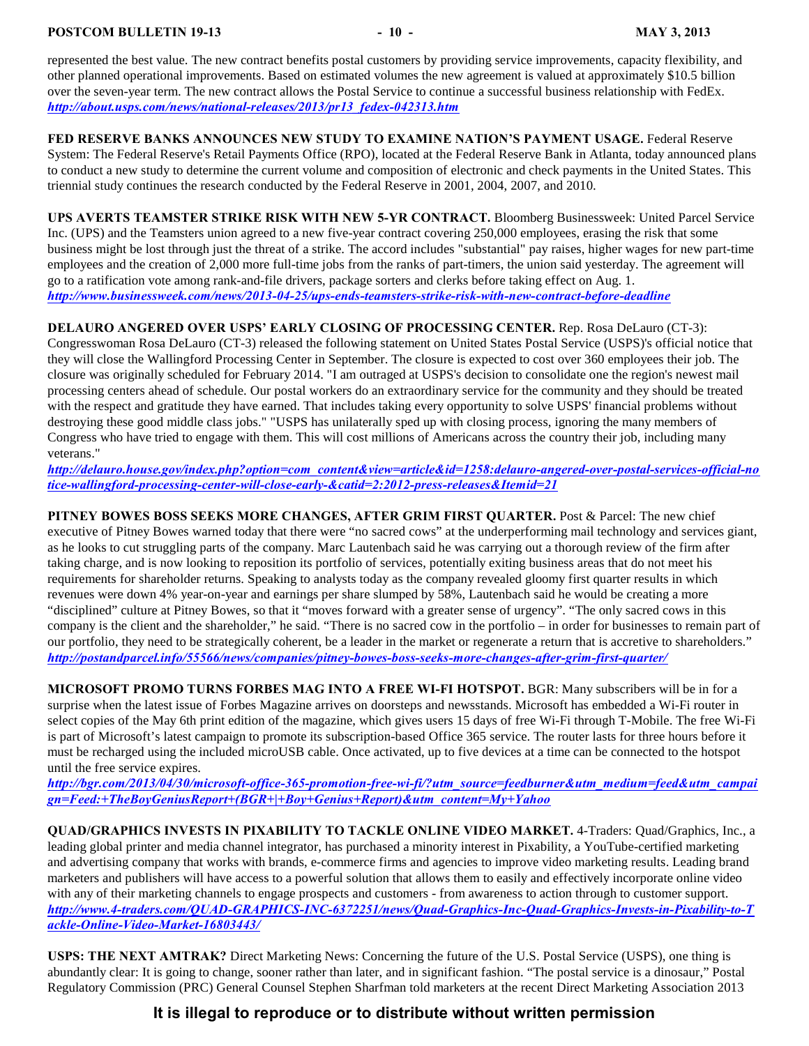represented the best value. The new contract benefits postal customers by providing service improvements, capacity flexibility, and other planned operational improvements. Based on estimated volumes the new agreement is valued at approximately $10.5 billion over the seven-year term. The new contract allows the Postal Service to continue a successful business relationship with FedEx. ***http://about.usps.com/news/national-releases/2013/pr13_fedex-042313.htm***

**FED RESERVE BANKS ANNOUNCES NEW STUDY TO EXAMINE NATION'S PAYMENT USAGE.** Federal Reserve System: The Federal Reserve's Retail Payments Office (RPO), located at the Federal Reserve Bank in Atlanta, today announced plans to conduct a new study to determine the current volume and composition of electronic and check payments in the United States. This triennial study continues the research conducted by the Federal Reserve in 2001, 2004, 2007, and 2010.

**UPS AVERTS TEAMSTER STRIKE RISK WITH NEW 5-YR CONTRACT.** Bloomberg Businessweek: United Parcel Service Inc. (UPS) and the Teamsters union agreed to a new five-year contract covering 250,000 employees, erasing the risk that some business might be lost through just the threat of a strike. The accord includes "substantial" pay raises, higher wages for new part-time employees and the creation of 2,000 more full-time jobs from the ranks of part-timers, the union said yesterday. The agreement will go to a ratification vote among rank-and-file drivers, package sorters and clerks before taking effect on Aug. 1. ***http://www.businessweek.com/news/2013-04-25/ups-ends-teamsters-strike-risk-with-new-contract-before-deadline***

**DELAURO ANGERED OVER USPS' EARLY CLOSING OF PROCESSING CENTER.** Rep. Rosa DeLauro (CT-3): Congresswoman Rosa DeLauro (CT-3) released the following statement on United States Postal Service (USPS)'s official notice that they will close the Wallingford Processing Center in September. The closure is expected to cost over 360 employees their job. The closure was originally scheduled for February 2014. "I am outraged at USPS's decision to consolidate one the region's newest mail processing centers ahead of schedule. Our postal workers do an extraordinary service for the community and they should be treated with the respect and gratitude they have earned. That includes taking every opportunity to solve USPS' financial problems without destroying these good middle class jobs." "USPS has unilaterally sped up with closing process, ignoring the many members of Congress who have tried to engage with them. This will cost millions of Americans across the country their job, including many veterans." ***http://delauro.house.gov/index.php?option=com_content&view=article&id=1258:delauro-angered-over-postal-services-official-notice-wallingford-processing-center-will-close-early-&catid=2:2012-press-releases&Itemid=21***

**PITNEY BOWES BOSS SEEKS MORE CHANGES, AFTER GRIM FIRST QUARTER.** Post & Parcel: The new chief executive of Pitney Bowes warned today that there were "no sacred cows" at the underperforming mail technology and services giant, as he looks to cut struggling parts of the company. Marc Lautenbach said he was carrying out a thorough review of the firm after taking charge, and is now looking to reposition its portfolio of services, potentially exiting business areas that do not meet his requirements for shareholder returns. Speaking to analysts today as the company revealed gloomy first quarter results in which revenues were down 4% year-on-year and earnings per share slumped by 58%, Lautenbach said he would be creating a more "disciplined" culture at Pitney Bowes, so that it "moves forward with a greater sense of urgency". "The only sacred cows in this company is the client and the shareholder," he said. "There is no sacred cow in the portfolio – in order for businesses to remain part of our portfolio, they need to be strategically coherent, be a leader in the market or regenerate a return that is accretive to shareholders." ***http://postandparcel.info/55566/news/companies/pitney-bowes-boss-seeks-more-changes-after-grim-first-quarter/***

**MICROSOFT PROMO TURNS FORBES MAG INTO A FREE WI-FI HOTSPOT.** BGR: Many subscribers will be in for a surprise when the latest issue of Forbes Magazine arrives on doorsteps and newsstands. Microsoft has embedded a Wi-Fi router in select copies of the May 6th print edition of the magazine, which gives users 15 days of free Wi-Fi through T-Mobile. The free Wi-Fi is part of Microsoft's latest campaign to promote its subscription-based Office 365 service. The router lasts for three hours before it must be recharged using the included microUSB cable. Once activated, up to five devices at a time can be connected to the hotspot until the free service expires. ***http://bgr.com/2013/04/30/microsoft-office-365-promotion-free-wi-fi/?utm_source=feedburner&utm_medium=feed&utm_campaign=Feed:+TheBoyGeniusReport+(BGR+|+Boy+Genius+Report)&utm_content=My+Yahoo***

**QUAD/GRAPHICS INVESTS IN PIXABILITY TO TACKLE ONLINE VIDEO MARKET.** 4-Traders: Quad/Graphics, Inc., a leading global printer and media channel integrator, has purchased a minority interest in Pixability, a YouTube-certified marketing and advertising company that works with brands, e-commerce firms and agencies to improve video marketing results. Leading brand marketers and publishers will have access to a powerful solution that allows them to easily and effectively incorporate online video with any of their marketing channels to engage prospects and customers - from awareness to action through to customer support. ***http://www.4-traders.com/QUAD-GRAPHICS-INC-6372251/news/Quad-Graphics-Inc-Quad-Graphics-Invests-in-Pixability-to-Tackle-Online-Video-Market-16803443/***

**USPS: THE NEXT AMTRAK?** Direct Marketing News: Concerning the future of the U.S. Postal Service (USPS), one thing is abundantly clear: It is going to change, sooner rather than later, and in significant fashion. "The postal service is a dinosaur," Postal Regulatory Commission (PRC) General Counsel Stephen Sharfman told marketers at the recent Direct Marketing Association 2013

**It is illegal to reproduce or to distribute without written permission**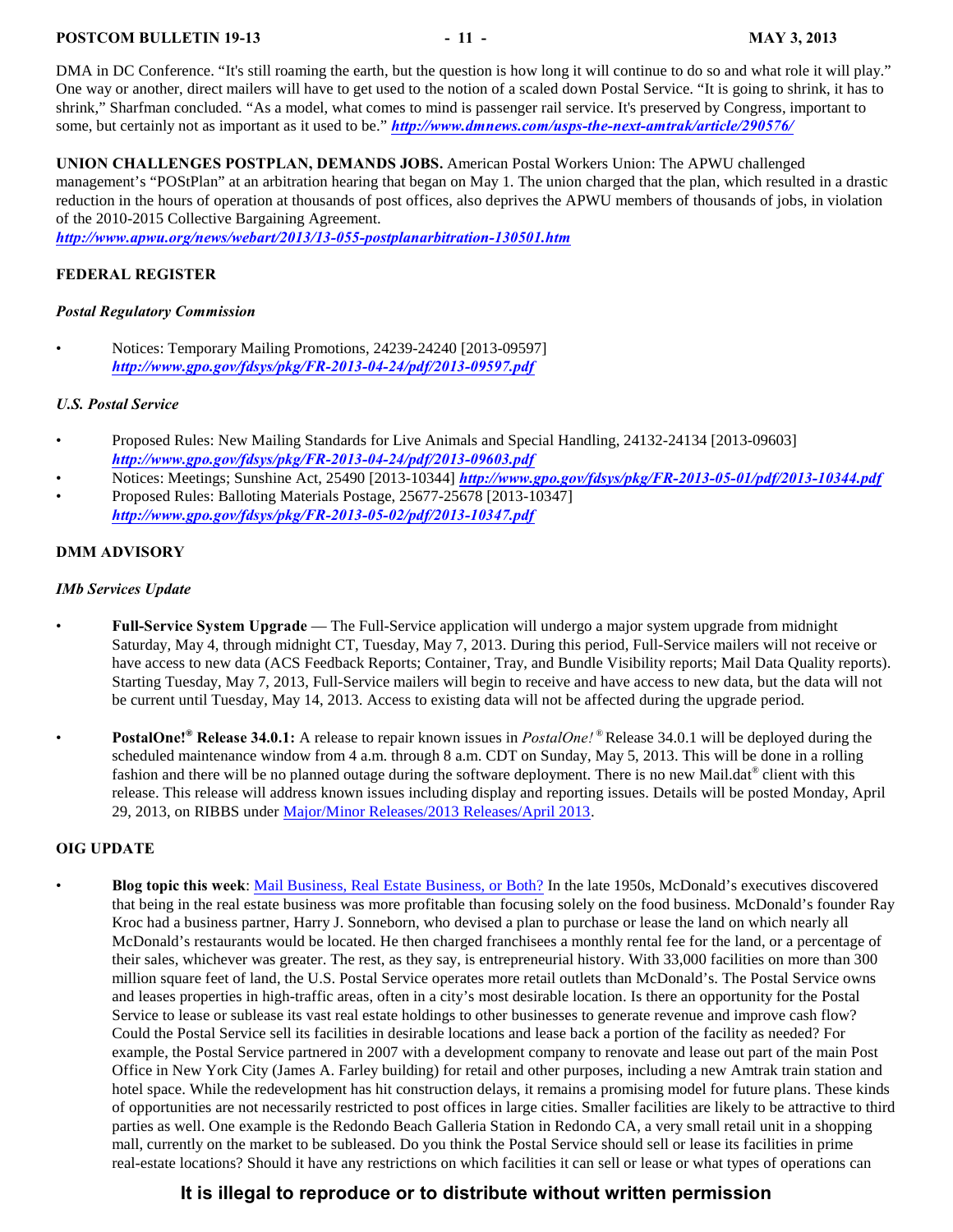DMA in DC Conference. "It's still roaming the earth, but the question is how long it will continue to do so and what role it will play." One way or another, direct mailers will have to get used to the notion of a scaled down Postal Service. "It is going to shrink, it has to shrink," Sharfman concluded. "As a model, what comes to mind is passenger rail service. It's preserved by Congress, important to some, but certainly not as important as it used to be." ***http://www.dmnews.com/usps-the-next-amtrak/article/290576/***

**UNION CHALLENGES POSTPLAN, DEMANDS JOBS.** American Postal Workers Union: The APWU challenged management's "POStPlan" at an arbitration hearing that began on May 1. The union charged that the plan, which resulted in a drastic reduction in the hours of operation at thousands of post offices, also deprives the APWU members of thousands of jobs, in violation of the 2010-2015 Collective Bargaining Agreement.
***http://www.apwu.org/news/webart/2013/13-055-postplanarbitration-130501.htm***

## FEDERAL REGISTER

### *Postal Regulatory Commission*

- Notices: Temporary Mailing Promotions, 24239-24240 [2013-09597] ***http://www.gpo.gov/fdsys/pkg/FR-2013-04-24/pdf/2013-09597.pdf***

### *U.S. Postal Service*

- Proposed Rules: New Mailing Standards for Live Animals and Special Handling, 24132-24134 [2013-09603] ***http://www.gpo.gov/fdsys/pkg/FR-2013-04-24/pdf/2013-09603.pdf***
- Notices: Meetings; Sunshine Act, 25490 [2013-10344] ***http://www.gpo.gov/fdsys/pkg/FR-2013-05-01/pdf/2013-10344.pdf***
- Proposed Rules: Balloting Materials Postage, 25677-25678 [2013-10347] ***http://www.gpo.gov/fdsys/pkg/FR-2013-05-02/pdf/2013-10347.pdf***

## DMM ADVISORY

### *IMb Services Update*

- **Full-Service System Upgrade** — The Full-Service application will undergo a major system upgrade from midnight Saturday, May 4, through midnight CT, Tuesday, May 7, 2013. During this period, Full-Service mailers will not receive or have access to new data (ACS Feedback Reports; Container, Tray, and Bundle Visibility reports; Mail Data Quality reports). Starting Tuesday, May 7, 2013, Full-Service mailers will begin to receive and have access to new data, but the data will not be current until Tuesday, May 14, 2013. Access to existing data will not be affected during the upgrade period.

- **PostalOne!® Release 34.0.1:** A release to repair known issues in *PostalOne!*® Release 34.0.1 will be deployed during the scheduled maintenance window from 4 a.m. through 8 a.m. CDT on Sunday, May 5, 2013. This will be done in a rolling fashion and there will be no planned outage during the software deployment. There is no new Mail.dat® client with this release. This release will address known issues including display and reporting issues. Details will be posted Monday, April 29, 2013, on RIBBS under Major/Minor Releases/2013 Releases/April 2013.

## OIG UPDATE

- **Blog topic this week**: Mail Business, Real Estate Business, or Both? In the late 1950s, McDonald's executives discovered that being in the real estate business was more profitable than focusing solely on the food business. McDonald's founder Ray Kroc had a business partner, Harry J. Sonneborn, who devised a plan to purchase or lease the land on which nearly all McDonald's restaurants would be located. He then charged franchisees a monthly rental fee for the land, or a percentage of their sales, whichever was greater. The rest, as they say, is entrepreneurial history. With 33,000 facilities on more than 300 million square feet of land, the U.S. Postal Service operates more retail outlets than McDonald's. The Postal Service owns and leases properties in high-traffic areas, often in a city's most desirable location. Is there an opportunity for the Postal Service to lease or sublease its vast real estate holdings to other businesses to generate revenue and improve cash flow? Could the Postal Service sell its facilities in desirable locations and lease back a portion of the facility as needed? For example, the Postal Service partnered in 2007 with a development company to renovate and lease out part of the main Post Office in New York City (James A. Farley building) for retail and other purposes, including a new Amtrak train station and hotel space. While the redevelopment has hit construction delays, it remains a promising model for future plans. These kinds of opportunities are not necessarily restricted to post offices in large cities. Smaller facilities are likely to be attractive to third parties as well. One example is the Redondo Beach Galleria Station in Redondo CA, a very small retail unit in a shopping mall, currently on the market to be subleased. Do you think the Postal Service should sell or lease its facilities in prime real-estate locations? Should it have any restrictions on which facilities it can sell or lease or what types of operations can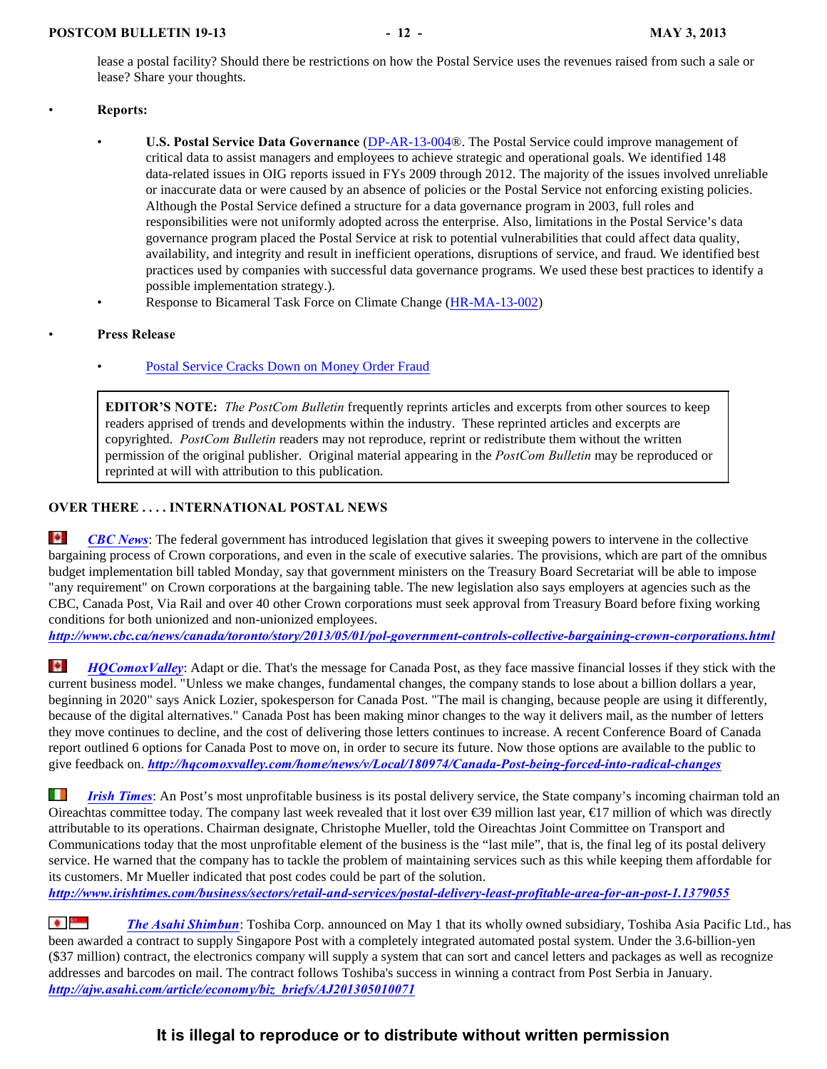lease a postal facility? Should there be restrictions on how the Postal Service uses the revenues raised from such a sale or lease? Share your thoughts.

- **Reports:**
  - **U.S. Postal Service Data Governance** (DP-AR-13-004®. The Postal Service could improve management of critical data to assist managers and employees to achieve strategic and operational goals. We identified 148 data-related issues in OIG reports issued in FYs 2009 through 2012. The majority of the issues involved unreliable or inaccurate data or were caused by an absence of policies or the Postal Service not enforcing existing policies. Although the Postal Service defined a structure for a data governance program in 2003, full roles and responsibilities were not uniformly adopted across the enterprise. Also, limitations in the Postal Service's data governance program placed the Postal Service at risk to potential vulnerabilities that could affect data quality, availability, and integrity and result in inefficient operations, disruptions of service, and fraud. We identified best practices used by companies with successful data governance programs. We used these best practices to identify a possible implementation strategy.).
  - Response to Bicameral Task Force on Climate Change (HR-MA-13-002)

- **Press Release**
  - Postal Service Cracks Down on Money Order Fraud

> **EDITOR'S NOTE:** *The PostCom Bulletin* frequently reprints articles and excerpts from other sources to keep readers apprised of trends and developments within the industry. These reprinted articles and excerpts are copyrighted. *PostCom Bulletin* readers may not reproduce, reprint or redistribute them without the written permission of the original publisher. Original material appearing in the *PostCom Bulletin* may be reproduced or reprinted at will with attribution to this publication.

**OVER THERE . . . . INTERNATIONAL POSTAL NEWS**

***CBC News***: The federal government has introduced legislation that gives it sweeping powers to intervene in the collective bargaining process of Crown corporations, and even in the scale of executive salaries. The provisions, which are part of the omnibus budget implementation bill tabled Monday, say that government ministers on the Treasury Board Secretariat will be able to impose "any requirement" on Crown corporations at the bargaining table. The new legislation also says employers at agencies such as the CBC, Canada Post, Via Rail and over 40 other Crown corporations must seek approval from Treasury Board before fixing working conditions for both unionized and non-unionized employees.
***http://www.cbc.ca/news/canada/toronto/story/2013/05/01/pol-government-controls-collective-bargaining-crown-corporations.html***

***HQComoxValley***: Adapt or die. That's the message for Canada Post, as they face massive financial losses if they stick with the current business model. "Unless we make changes, fundamental changes, the company stands to lose about a billion dollars a year, beginning in 2020" says Anick Lozier, spokesperson for Canada Post. "The mail is changing, because people are using it differently, because of the digital alternatives." Canada Post has been making minor changes to the way it delivers mail, as the number of letters they move continues to decline, and the cost of delivering those letters continues to increase. A recent Conference Board of Canada report outlined 6 options for Canada Post to move on, in order to secure its future. Now those options are available to the public to give feedback on. ***http://hqcomoxvalley.com/home/news/v/Local/180974/Canada-Post-being-forced-into-radical-changes***

***Irish Times***: An Post's most unprofitable business is its postal delivery service, the State company's incoming chairman told an Oireachtas committee today. The company last week revealed that it lost over €39 million last year, €17 million of which was directly attributable to its operations. Chairman designate, Christophe Mueller, told the Oireachtas Joint Committee on Transport and Communications today that the most unprofitable element of the business is the "last mile", that is, the final leg of its postal delivery service. He warned that the company has to tackle the problem of maintaining services such as this while keeping them affordable for its customers. Mr Mueller indicated that post codes could be part of the solution.
***http://www.irishtimes.com/business/sectors/retail-and-services/postal-delivery-least-profitable-area-for-an-post-1.1379055***

***The Asahi Shimbun***: Toshiba Corp. announced on May 1 that its wholly owned subsidiary, Toshiba Asia Pacific Ltd., has been awarded a contract to supply Singapore Post with a completely integrated automated postal system. Under the 3.6-billion-yen ($37 million) contract, the electronics company will supply a system that can sort and cancel letters and packages as well as recognize addresses and barcodes on mail. The contract follows Toshiba's success in winning a contract from Post Serbia in January.
***http://ajw.asahi.com/article/economy/biz_briefs/AJ201305010071***

**It is illegal to reproduce or to distribute without written permission**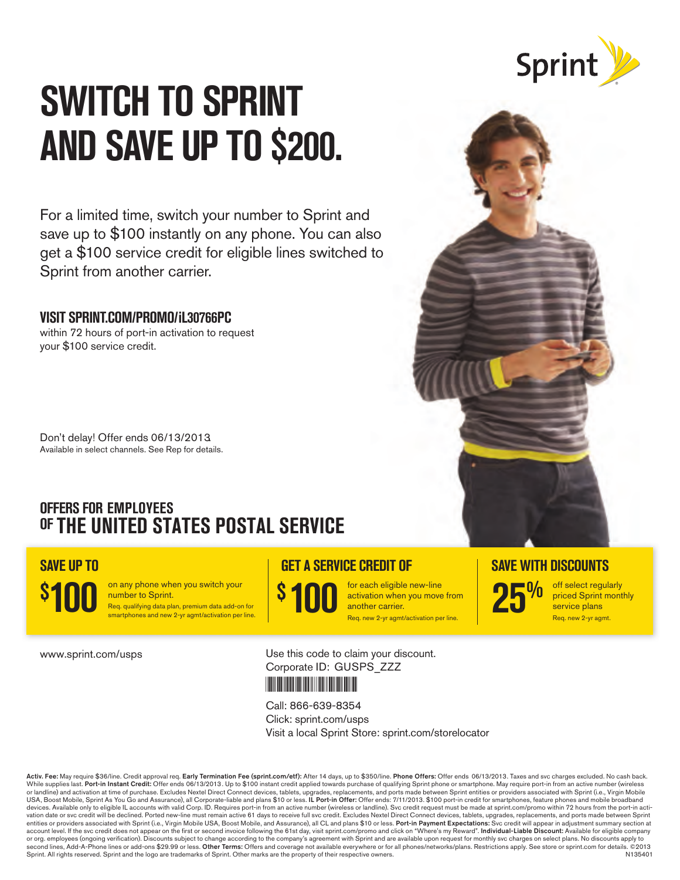Sprint

# SWITCH TO SPRINT AND SAVE UP TO $200.

For a limited time, switch your number to Sprint and save up to $100 instantly on any phone. You can also get a $100 service credit for eligible lines switched to Sprint from another carrier.

**VISIT SPRINT.COM/PROMO/iL30766PC**

within 72 hours of port-in activation to request your $100 service credit.

Don't delay! Offer ends 06/13/2013.
Available in select channels. See Rep for details.

## OFFERS FOR EMPLOYEES OF THE UNITED STATES POSTAL SERVICE

### SAVE UP TO

**$100** on any phone when you switch your number to Sprint.
Req. qualifying data plan, premium data add-on for smartphones and new 2-yr agmt/activation per line.

### GET A SERVICE CREDIT OF

**$100** for each eligible new-line activation when you move from another carrier.
Req. new 2-yr agmt/activation per line.

### SAVE WITH DISCOUNTS

**25%** off select regularly priced Sprint monthly service plans
Req. new 2-yr agmt.

www.sprint.com/usps

Use this code to claim your discount.
Corporate ID: GUSPS_ZZZ

Call: 866-639-8354
Click: sprint.com/usps
Visit a local Sprint Store: sprint.com/storelocator

**Activ. Fee:** May require $36/line. Credit approval req. **Early Termination Fee (sprint.com/etf):** After 14 days, up to $350/line. **Phone Offers:** Offer ends 06/13/2013. Taxes and svc charges excluded. No cash back. While supplies last. **Port-in Instant Credit:** Offer ends 06/13/2013. Up to $100 instant credit applied towards purchase of qualifying Sprint phone or smartphone. May require port-in from an active number (wireless or landline) and activation at time of purchase. Excludes Nextel Direct Connect devices, tablets, upgrades, replacements, and ports made between Sprint entities or providers associated with Sprint (i.e., Virgin Mobile USA, Boost Mobile, Sprint As You Go and Assurance), all Corporate-liable and plans $10 or less. **IL Port-in Offer:** Offer ends: 7/11/2013. $100 port-in credit for smartphones, feature phones and mobile broadband devices. Available only to eligible IL accounts with valid Corp. ID. Requires port-in from an active number (wireless or landline). Svc credit request must be made at sprint.com/promo within 72 hours from the port-in activation date or svc credit will be declined. Ported new-line must remain active 61 days to receive full svc credit. Excludes Nextel Direct Connect devices, tablets, upgrades, replacements, and ports made between Sprint entities or providers associated with Sprint (i.e., Virgin Mobile USA, Boost Mobile, and Assurance), all CL and plans $10 or less. **Port-in Payment Expectations:** Svc credit will appear in adjustment summary section at account level. If the svc credit does not appear on the first or second invoice following the 61st day, visit sprint.com/promo and click on "Where's my Reward". **Individual-Liable Discount:** Available for eligible company or org. employees (ongoing verification). Discounts subject to change according to the company's agreement with Sprint and are available upon request for monthly svc charges on select plans. No discounts apply to second lines, Add-A-Phone lines or add-ons $29.99 or less. **Other Terms:** Offers and coverage not available everywhere or for all phones/networks/plans. Restrictions apply. See store or sprint.com for details. ©2013 Sprint. All rights reserved. Sprint and the logo are trademarks of Sprint. Other marks are the property of their respective owners. N135401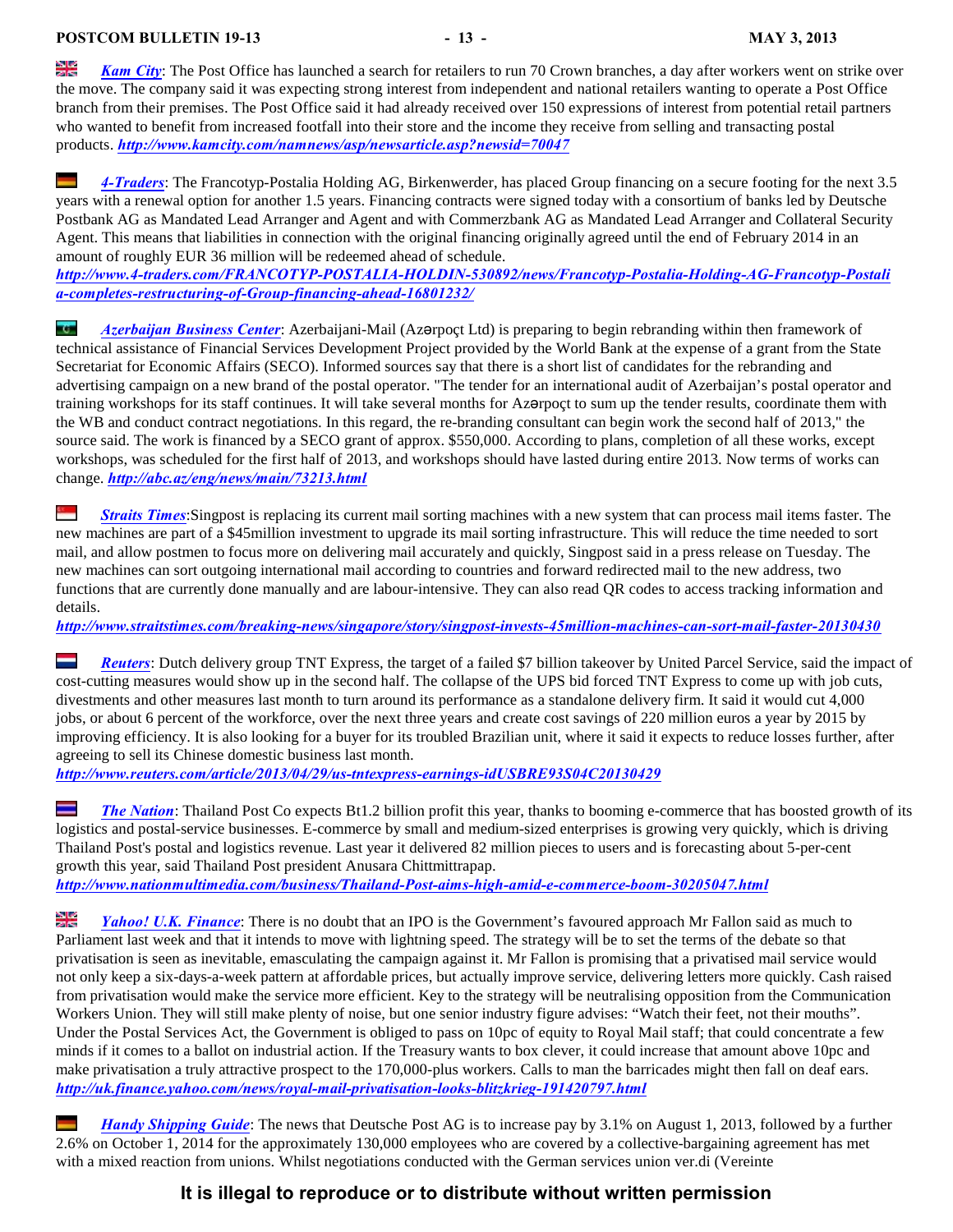***Kam City***: The Post Office has launched a search for retailers to run 70 Crown branches, a day after workers went on strike over the move. The company said it was expecting strong interest from independent and national retailers wanting to operate a Post Office branch from their premises. The Post Office said it had already received over 150 expressions of interest from potential retail partners who wanted to benefit from increased footfall into their store and the income they receive from selling and transacting postal products. ***http://www.kamcity.com/namnews/asp/newsarticle.asp?newsid=70047***

***4-Traders***: The Francotyp-Postalia Holding AG, Birkenwerder, has placed Group financing on a secure footing for the next 3.5 years with a renewal option for another 1.5 years. Financing contracts were signed today with a consortium of banks led by Deutsche Postbank AG as Mandated Lead Arranger and Agent and with Commerzbank AG as Mandated Lead Arranger and Collateral Security Agent. This means that liabilities in connection with the original financing originally agreed until the end of February 2014 in an amount of roughly EUR 36 million will be redeemed ahead of schedule.
***http://www.4-traders.com/FRANCOTYP-POSTALIA-HOLDIN-530892/news/Francotyp-Postalia-Holding-AG-Francotyp-Postalia-completes-restructuring-of-Group-financing-ahead-16801232/***

***Azerbaijan Business Center***: Azerbaijani-Mail (Azərpoçt Ltd) is preparing to begin rebranding within then framework of technical assistance of Financial Services Development Project provided by the World Bank at the expense of a grant from the State Secretariat for Economic Affairs (SECO). Informed sources say that there is a short list of candidates for the rebranding and advertising campaign on a new brand of the postal operator. "The tender for an international audit of Azerbaijan's postal operator and training workshops for its staff continues. It will take several months for Azərpoçt to sum up the tender results, coordinate them with the WB and conduct contract negotiations. In this regard, the re-branding consultant can begin work the second half of 2013," the source said. The work is financed by a SECO grant of approx. $550,000. According to plans, completion of all these works, except workshops, was scheduled for the first half of 2013, and workshops should have lasted during entire 2013. Now terms of works can change. ***http://abc.az/eng/news/main/73213.html***

***Straits Times***:Singpost is replacing its current mail sorting machines with a new system that can process mail items faster. The new machines are part of a $45million investment to upgrade its mail sorting infrastructure. This will reduce the time needed to sort mail, and allow postmen to focus more on delivering mail accurately and quickly, Singpost said in a press release on Tuesday. The new machines can sort outgoing international mail according to countries and forward redirected mail to the new address, two functions that are currently done manually and are labour-intensive. They can also read QR codes to access tracking information and details.
***http://www.straitstimes.com/breaking-news/singapore/story/singpost-invests-45million-machines-can-sort-mail-faster-20130430***

***Reuters***: Dutch delivery group TNT Express, the target of a failed $7 billion takeover by United Parcel Service, said the impact of cost-cutting measures would show up in the second half. The collapse of the UPS bid forced TNT Express to come up with job cuts, divestments and other measures last month to turn around its performance as a standalone delivery firm. It said it would cut 4,000 jobs, or about 6 percent of the workforce, over the next three years and create cost savings of 220 million euros a year by 2015 by improving efficiency. It is also looking for a buyer for its troubled Brazilian unit, where it said it expects to reduce losses further, after agreeing to sell its Chinese domestic business last month.
***http://www.reuters.com/article/2013/04/29/us-tntexpress-earnings-idUSBRE93S04C20130429***

***The Nation***: Thailand Post Co expects Bt1.2 billion profit this year, thanks to booming e-commerce that has boosted growth of its logistics and postal-service businesses. E-commerce by small and medium-sized enterprises is growing very quickly, which is driving Thailand Post's postal and logistics revenue. Last year it delivered 82 million pieces to users and is forecasting about 5-per-cent growth this year, said Thailand Post president Anusara Chittmittrapap.
***http://www.nationmultimedia.com/business/Thailand-Post-aims-high-amid-e-commerce-boom-30205047.html***

***Yahoo! U.K. Finance***: There is no doubt that an IPO is the Government's favoured approach Mr Fallon said as much to Parliament last week and that it intends to move with lightning speed. The strategy will be to set the terms of the debate so that privatisation is seen as inevitable, emasculating the campaign against it. Mr Fallon is promising that a privatised mail service would not only keep a six-days-a-week pattern at affordable prices, but actually improve service, delivering letters more quickly. Cash raised from privatisation would make the service more efficient. Key to the strategy will be neutralising opposition from the Communication Workers Union. They will still make plenty of noise, but one senior industry figure advises: "Watch their feet, not their mouths". Under the Postal Services Act, the Government is obliged to pass on 10pc of equity to Royal Mail staff; that could concentrate a few minds if it comes to a ballot on industrial action. If the Treasury wants to box clever, it could increase that amount above 10pc and make privatisation a truly attractive prospect to the 170,000-plus workers. Calls to man the barricades might then fall on deaf ears.
***http://uk.finance.yahoo.com/news/royal-mail-privatisation-looks-blitzkrieg-191420797.html***

***Handy Shipping Guide***: The news that Deutsche Post AG is to increase pay by 3.1% on August 1, 2013, followed by a further 2.6% on October 1, 2014 for the approximately 130,000 employees who are covered by a collective-bargaining agreement has met with a mixed reaction from unions. Whilst negotiations conducted with the German services union ver.di (Vereinte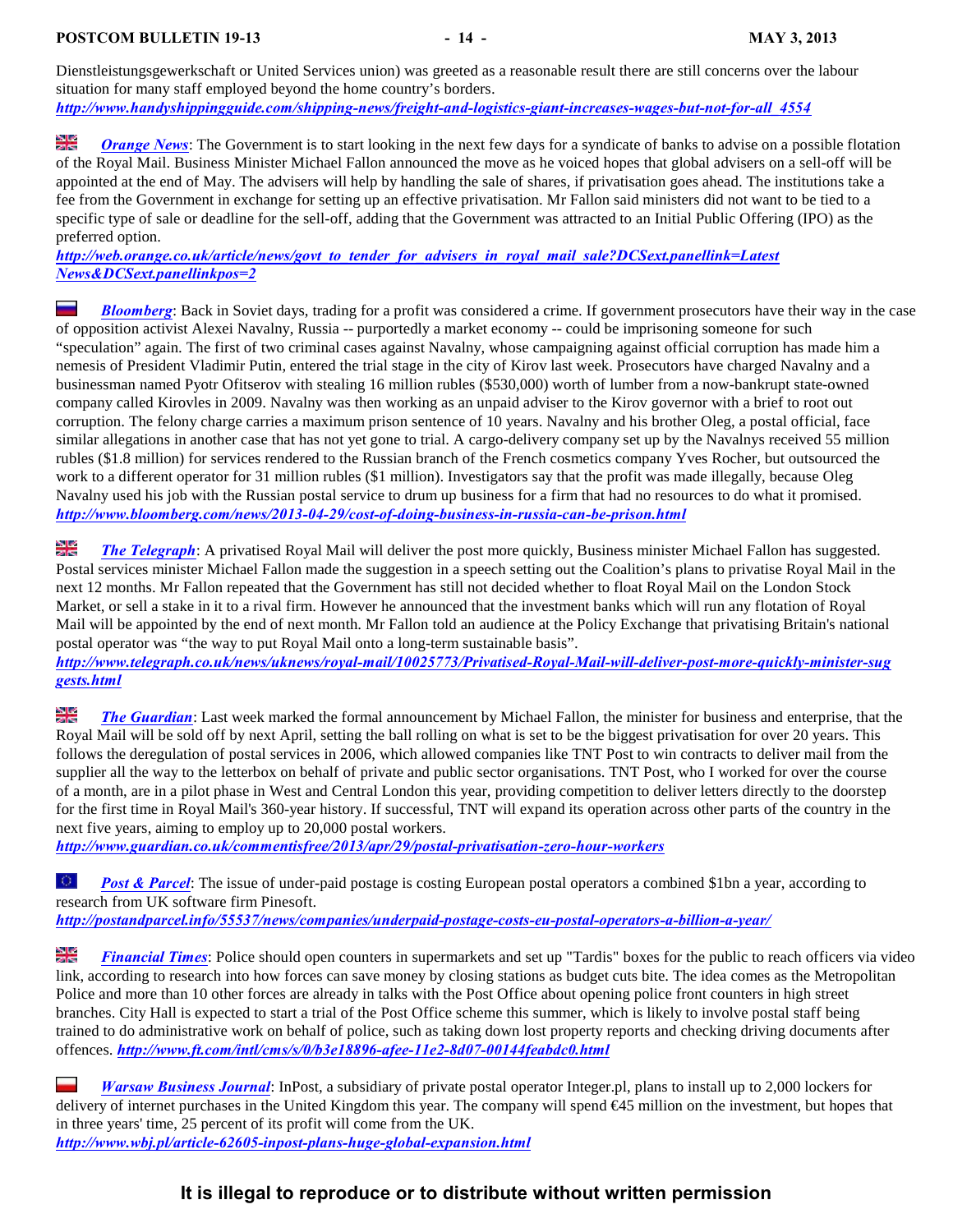Dienstleistungsgewerkschaft or United Services union) was greeted as a reasonable result there are still concerns over the labour situation for many staff employed beyond the home country's borders.
***http://www.handyshippingguide.com/shipping-news/freight-and-logistics-giant-increases-wages-but-not-for-all_4554***

***Orange News***: The Government is to start looking in the next few days for a syndicate of banks to advise on a possible flotation of the Royal Mail. Business Minister Michael Fallon announced the move as he voiced hopes that global advisers on a sell-off will be appointed at the end of May. The advisers will help by handling the sale of shares, if privatisation goes ahead. The institutions take a fee from the Government in exchange for setting up an effective privatisation. Mr Fallon said ministers did not want to be tied to a specific type of sale or deadline for the sell-off, adding that the Government was attracted to an Initial Public Offering (IPO) as the preferred option.
***http://web.orange.co.uk/article/news/govt_to_tender_for_advisers_in_royal_mail_sale?DCSext.panellink=Latest News&DCSext.panellinkpos=2***

***Bloomberg***: Back in Soviet days, trading for a profit was considered a crime. If government prosecutors have their way in the case of opposition activist Alexei Navalny, Russia -- purportedly a market economy -- could be imprisoning someone for such "speculation" again. The first of two criminal cases against Navalny, whose campaigning against official corruption has made him a nemesis of President Vladimir Putin, entered the trial stage in the city of Kirov last week. Prosecutors have charged Navalny and a businessman named Pyotr Ofitserov with stealing 16 million rubles ($530,000) worth of lumber from a now-bankrupt state-owned company called Kirovles in 2009. Navalny was then working as an unpaid adviser to the Kirov governor with a brief to root out corruption. The felony charge carries a maximum prison sentence of 10 years. Navalny and his brother Oleg, a postal official, face similar allegations in another case that has not yet gone to trial. A cargo-delivery company set up by the Navalnys received 55 million rubles ($1.8 million) for services rendered to the Russian branch of the French cosmetics company Yves Rocher, but outsourced the work to a different operator for 31 million rubles ($1 million). Investigators say that the profit was made illegally, because Oleg Navalny used his job with the Russian postal service to drum up business for a firm that had no resources to do what it promised.
***http://www.bloomberg.com/news/2013-04-29/cost-of-doing-business-in-russia-can-be-prison.html***

***The Telegraph***: A privatised Royal Mail will deliver the post more quickly, Business minister Michael Fallon has suggested. Postal services minister Michael Fallon made the suggestion in a speech setting out the Coalition's plans to privatise Royal Mail in the next 12 months. Mr Fallon repeated that the Government has still not decided whether to float Royal Mail on the London Stock Market, or sell a stake in it to a rival firm. However he announced that the investment banks which will run any flotation of Royal Mail will be appointed by the end of next month. Mr Fallon told an audience at the Policy Exchange that privatising Britain's national postal operator was "the way to put Royal Mail onto a long-term sustainable basis".
***http://www.telegraph.co.uk/news/uknews/royal-mail/10025773/Privatised-Royal-Mail-will-deliver-post-more-quickly-minister-suggests.html***

***The Guardian***: Last week marked the formal announcement by Michael Fallon, the minister for business and enterprise, that the Royal Mail will be sold off by next April, setting the ball rolling on what is set to be the biggest privatisation for over 20 years. This follows the deregulation of postal services in 2006, which allowed companies like TNT Post to win contracts to deliver mail from the supplier all the way to the letterbox on behalf of private and public sector organisations. TNT Post, who I worked for over the course of a month, are in a pilot phase in West and Central London this year, providing competition to deliver letters directly to the doorstep for the first time in Royal Mail's 360-year history. If successful, TNT will expand its operation across other parts of the country in the next five years, aiming to employ up to 20,000 postal workers.
***http://www.guardian.co.uk/commentisfree/2013/apr/29/postal-privatisation-zero-hour-workers***

***Post & Parcel***: The issue of under-paid postage is costing European postal operators a combined $1bn a year, according to research from UK software firm Pinesoft.
***http://postandparcel.info/55537/news/companies/underpaid-postage-costs-eu-postal-operators-a-billion-a-year/***

***Financial Times***: Police should open counters in supermarkets and set up "Tardis" boxes for the public to reach officers via video link, according to research into how forces can save money by closing stations as budget cuts bite. The idea comes as the Metropolitan Police and more than 10 other forces are already in talks with the Post Office about opening police front counters in high street branches. City Hall is expected to start a trial of the Post Office scheme this summer, which is likely to involve postal staff being trained to do administrative work on behalf of police, such as taking down lost property reports and checking driving documents after offences. ***http://www.ft.com/intl/cms/s/0/b3e18896-afee-11e2-8d07-00144feabdc0.html***

***Warsaw Business Journal***: InPost, a subsidiary of private postal operator Integer.pl, plans to install up to 2,000 lockers for delivery of internet purchases in the United Kingdom this year. The company will spend €45 million on the investment, but hopes that in three years' time, 25 percent of its profit will come from the UK.
***http://www.wbj.pl/article-62605-inpost-plans-huge-global-expansion.html***

**It is illegal to reproduce or to distribute without written permission**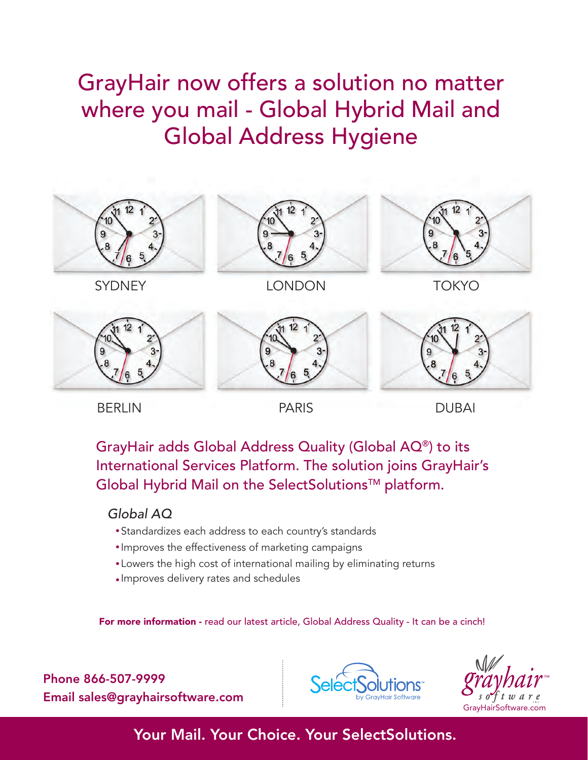# GrayHair now offers a solution no matter where you mail - Global Hybrid Mail and Global Address Hygiene

SYDNEY

LONDON

TOKYO

BERLIN

PARIS

DUBAI

## GrayHair adds Global Address Quality (Global AQ®) to its International Services Platform. The solution joins GrayHair's Global Hybrid Mail on the SelectSolutions™ platform.

*Global AQ*

- Standardizes each address to each country's standards
- Improves the effectiveness of marketing campaigns
- Lowers the high cost of international mailing by eliminating returns
- Improves delivery rates and schedules

**For more information -** read our latest article, Global Address Quality - It can be a cinch!

**Phone 866-507-9999**
**Email sales@grayhairsoftware.com**

SelectSolutions™ by GrayHair Software

grayhair™ software GrayHairSoftware.com

**Your Mail. Your Choice. Your SelectSolutions.**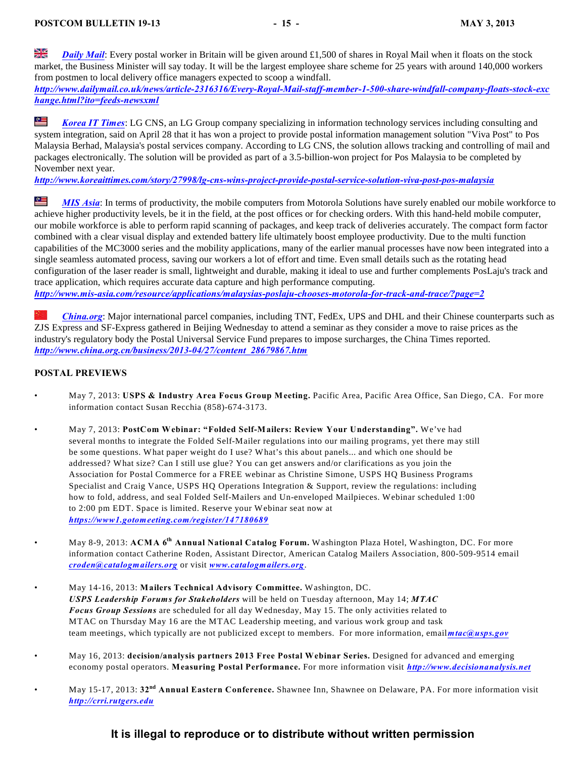***Daily Mail***: Every postal worker in Britain will be given around £1,500 of shares in Royal Mail when it floats on the stock market, the Business Minister will say today. It will be the largest employee share scheme for 25 years with around 140,000 workers from postmen to local delivery office managers expected to scoop a windfall.
***http://www.dailymail.co.uk/news/article-2316316/Every-Royal-Mail-staff-member-1-500-share-windfall-company-floats-stock-exchange.html?ito=feeds-newsxml***

***Korea IT Times***: LG CNS, an LG Group company specializing in information technology services including consulting and system integration, said on April 28 that it has won a project to provide postal information management solution "Viva Post" to Pos Malaysia Berhad, Malaysia's postal services company. According to LG CNS, the solution allows tracking and controlling of mail and packages electronically. The solution will be provided as part of a 3.5-billion-won project for Pos Malaysia to be completed by November next year.
***http://www.koreaittimes.com/story/27998/lg-cns-wins-project-provide-postal-service-solution-viva-post-pos-malaysia***

***MIS Asia***: In terms of productivity, the mobile computers from Motorola Solutions have surely enabled our mobile workforce to achieve higher productivity levels, be it in the field, at the post offices or for checking orders. With this hand-held mobile computer, our mobile workforce is able to perform rapid scanning of packages, and keep track of deliveries accurately. The compact form factor combined with a clear visual display and extended battery life ultimately boost employee productivity. Due to the multi function capabilities of the MC3000 series and the mobility applications, many of the earlier manual processes have now been integrated into a single seamless automated process, saving our workers a lot of effort and time. Even small details such as the rotating head configuration of the laser reader is small, lightweight and durable, making it ideal to use and further complements PosLaju's track and trace application, which requires accurate data capture and high performance computing.
***http://www.mis-asia.com/resource/applications/malaysias-poslaju-chooses-motorola-for-track-and-trace/?page=2***

***China.org***: Major international parcel companies, including TNT, FedEx, UPS and DHL and their Chinese counterparts such as ZJS Express and SF-Express gathered in Beijing Wednesday to attend a seminar as they consider a move to raise prices as the industry's regulatory body the Postal Universal Service Fund prepares to impose surcharges, the China Times reported.
***http://www.china.org.cn/business/2013-04/27/content_28679867.htm***

**POSTAL PREVIEWS**

- May 7, 2013: **USPS & Industry Area Focus Group Meeting.** Pacific Area, Pacific Area Office, San Diego, CA. For more information contact Susan Recchia (858)-674-3173.

- May 7, 2013: **PostCom Webinar: "Folded Self-Mailers: Review Your Understanding".** We've had several months to integrate the Folded Self-Mailer regulations into our mailing programs, yet there may still be some questions. What paper weight do I use? What's this about panels... and which one should be addressed? What size? Can I still use glue? You can get answers and/or clarifications as you join the Association for Postal Commerce for a FREE webinar as Christine Simone, USPS HQ Business Programs Specialist and Craig Vance, USPS HQ Operations Integration & Support, review the regulations: including how to fold, address, and seal Folded Self-Mailers and Un-enveloped Mailpieces. Webinar scheduled 1:00 to 2:00 pm EDT. Space is limited. Reserve your Webinar seat now at ***https://www1.gotomeeting.com/register/147180689***

- May 8-9, 2013: **ACMA 6th Annual National Catalog Forum.** Washington Plaza Hotel, Washington, DC. For more information contact Catherine Roden, Assistant Director, American Catalog Mailers Association, 800-509-9514 email ***croden@catalogmailers.org*** or visit ***www.catalogmailers.org***.

- May 14-16, 2013: **Mailers Technical Advisory Committee.** Washington, DC. ***USPS Leadership Forums for Stakeholders*** will be held on Tuesday afternoon, May 14; ***MTAC Focus Group Sessions*** are scheduled for all day Wednesday, May 15. The only activities related to MTAC on Thursday May 16 are the MTAC Leadership meeting, and various work group and task team meetings, which typically are not publicized except to members. For more information, email ***mtac@usps.gov***

- May 16, 2013: **decision/analysis partners 2013 Free Postal Webinar Series.** Designed for advanced and emerging economy postal operators. **Measuring Postal Performance.** For more information visit ***http://www.decisionanalysis.net***

- May 15-17, 2013: **32nd Annual Eastern Conference.** Shawnee Inn, Shawnee on Delaware, PA. For more information visit ***http://crri.rutgers.edu***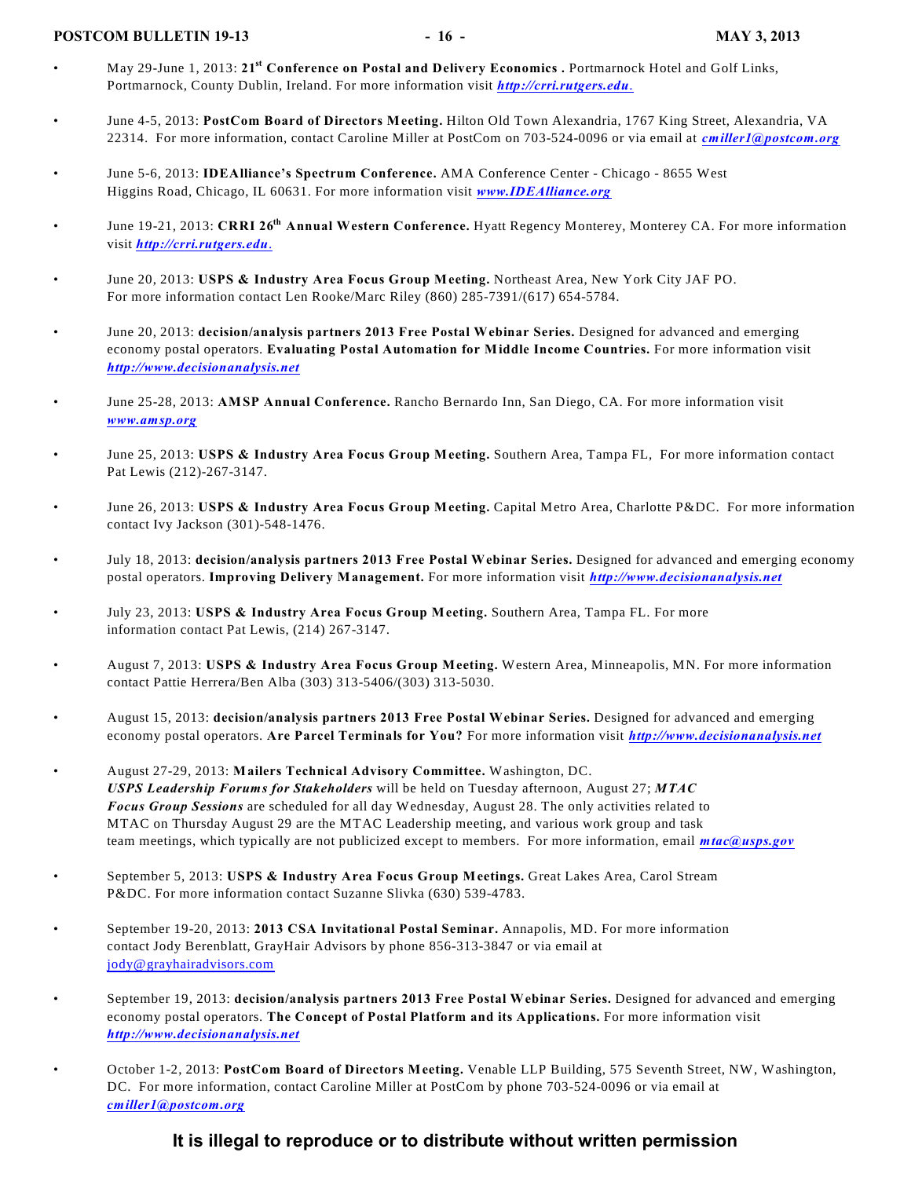- May 29-June 1, 2013: **21st Conference on Postal and Delivery Economics .** Portmarnock Hotel and Golf Links, Portmarnock, County Dublin, Ireland. For more information visit ***http://crri.rutgers.edu***.

- June 4-5, 2013: **PostCom Board of Directors Meeting.** Hilton Old Town Alexandria, 1767 King Street, Alexandria, VA 22314. For more information, contact Caroline Miller at PostCom on 703-524-0096 or via email at ***cmiller1@postcom.org***

- June 5-6, 2013: **IDEAlliance's Spectrum Conference.** AMA Conference Center - Chicago - 8655 West Higgins Road, Chicago, IL 60631. For more information visit ***www.IDEAlliance.org***

- June 19-21, 2013: **CRRI 26th Annual Western Conference.** Hyatt Regency Monterey, Monterey CA. For more information visit ***http://crri.rutgers.edu***.

- June 20, 2013: **USPS & Industry Area Focus Group Meeting.** Northeast Area, New York City JAF PO. For more information contact Len Rooke/Marc Riley (860) 285-7391/(617) 654-5784.

- June 20, 2013: **decision/analysis partners 2013 Free Postal Webinar Series.** Designed for advanced and emerging economy postal operators. **Evaluating Postal Automation for Middle Income Countries.** For more information visit ***http://www.decisionanalysis.net***

- June 25-28, 2013: **AMSP Annual Conference.** Rancho Bernardo Inn, San Diego, CA. For more information visit ***www.amsp.org***

- June 25, 2013: **USPS & Industry Area Focus Group Meeting.** Southern Area, Tampa FL, For more information contact Pat Lewis (212)-267-3147.

- June 26, 2013: **USPS & Industry Area Focus Group Meeting.** Capital Metro Area, Charlotte P&DC. For more information contact Ivy Jackson (301)-548-1476.

- July 18, 2013: **decision/analysis partners 2013 Free Postal Webinar Series.** Designed for advanced and emerging economy postal operators. **Improving Delivery Management.** For more information visit ***http://www.decisionanalysis.net***

- July 23, 2013: **USPS & Industry Area Focus Group Meeting.** Southern Area, Tampa FL. For more information contact Pat Lewis, (214) 267-3147.

- August 7, 2013: **USPS & Industry Area Focus Group Meeting.** Western Area, Minneapolis, MN. For more information contact Pattie Herrera/Ben Alba (303) 313-5406/(303) 313-5030.

- August 15, 2013: **decision/analysis partners 2013 Free Postal Webinar Series.** Designed for advanced and emerging economy postal operators. **Are Parcel Terminals for You?** For more information visit ***http://www.decisionanalysis.net***

- August 27-29, 2013: **Mailers Technical Advisory Committee.** Washington, DC. ***USPS Leadership Forums for Stakeholders*** will be held on Tuesday afternoon, August 27; ***MTAC Focus Group Sessions*** are scheduled for all day Wednesday, August 28. The only activities related to MTAC on Thursday August 29 are the MTAC Leadership meeting, and various work group and task team meetings, which typically are not publicized except to members. For more information, email ***mtac@usps.gov***

- September 5, 2013: **USPS & Industry Area Focus Group Meetings.** Great Lakes Area, Carol Stream P&DC. For more information contact Suzanne Slivka (630) 539-4783.

- September 19-20, 2013: **2013 CSA Invitational Postal Seminar.** Annapolis, MD. For more information contact Jody Berenblatt, GrayHair Advisors by phone 856-313-3847 or via email at jody@grayhairadvisors.com

- September 19, 2013: **decision/analysis partners 2013 Free Postal Webinar Series.** Designed for advanced and emerging economy postal operators. **The Concept of Postal Platform and its Applications.** For more information visit ***http://www.decisionanalysis.net***

- October 1-2, 2013: **PostCom Board of Directors Meeting.** Venable LLP Building, 575 Seventh Street, NW, Washington, DC. For more information, contact Caroline Miller at PostCom by phone 703-524-0096 or via email at ***cmiller1@postcom.org***

**It is illegal to reproduce or to distribute without written permission**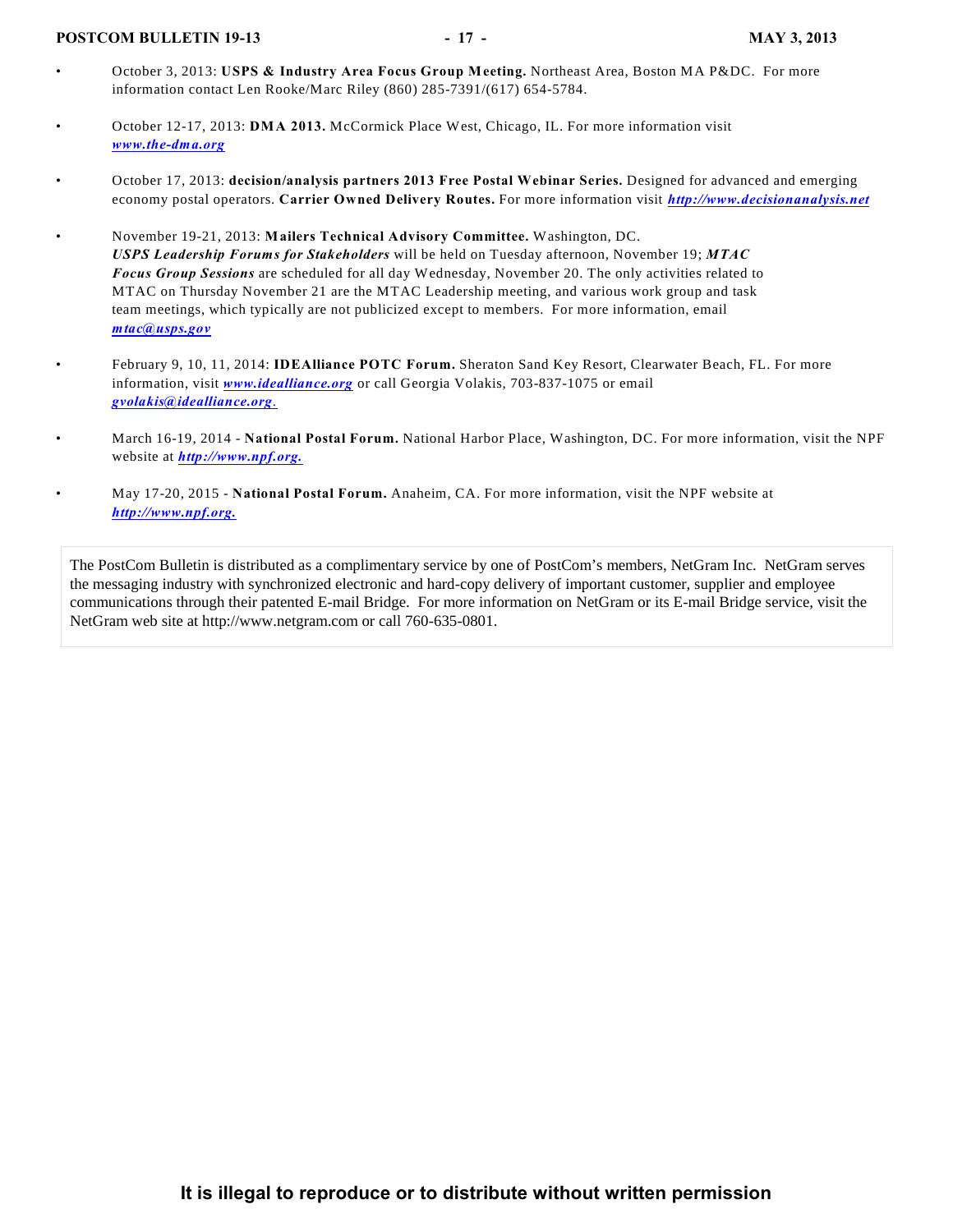- October 3, 2013: **USPS & Industry Area Focus Group Meeting.** Northeast Area, Boston MA P&DC. For more information contact Len Rooke/Marc Riley (860) 285-7391/(617) 654-5784.

- October 12-17, 2013: **DMA 2013.** McCormick Place West, Chicago, IL. For more information visit ***www.the-dma.org***

- October 17, 2013: **decision/analysis partners 2013 Free Postal Webinar Series.** Designed for advanced and emerging economy postal operators. **Carrier Owned Delivery Routes.** For more information visit ***http://www.decisionanalysis.net***

- November 19-21, 2013: **Mailers Technical Advisory Committee.** Washington, DC. ***USPS Leadership Forums for Stakeholders*** will be held on Tuesday afternoon, November 19; ***MTAC Focus Group Sessions*** are scheduled for all day Wednesday, November 20. The only activities related to MTAC on Thursday November 21 are the MTAC Leadership meeting, and various work group and task team meetings, which typically are not publicized except to members. For more information, email ***mtac@usps.gov***

- February 9, 10, 11, 2014: **IDEAlliance POTC Forum.** Sheraton Sand Key Resort, Clearwater Beach, FL. For more information, visit ***www.idealliance.org*** or call Georgia Volakis, 703-837-1075 or email ***gvolakis@idealliance.org***.

- March 16-19, 2014 - **National Postal Forum.** National Harbor Place, Washington, DC. For more information, visit the NPF website at ***http://www.npf.org.***

- May 17-20, 2015 - **National Postal Forum.** Anaheim, CA. For more information, visit the NPF website at ***http://www.npf.org.***

The PostCom Bulletin is distributed as a complimentary service by one of PostCom's members, NetGram Inc. NetGram serves the messaging industry with synchronized electronic and hard-copy delivery of important customer, supplier and employee communications through their patented E-mail Bridge. For more information on NetGram or its E-mail Bridge service, visit the NetGram web site at http://www.netgram.com or call 760-635-0801.

**It is illegal to reproduce or to distribute without written permission**